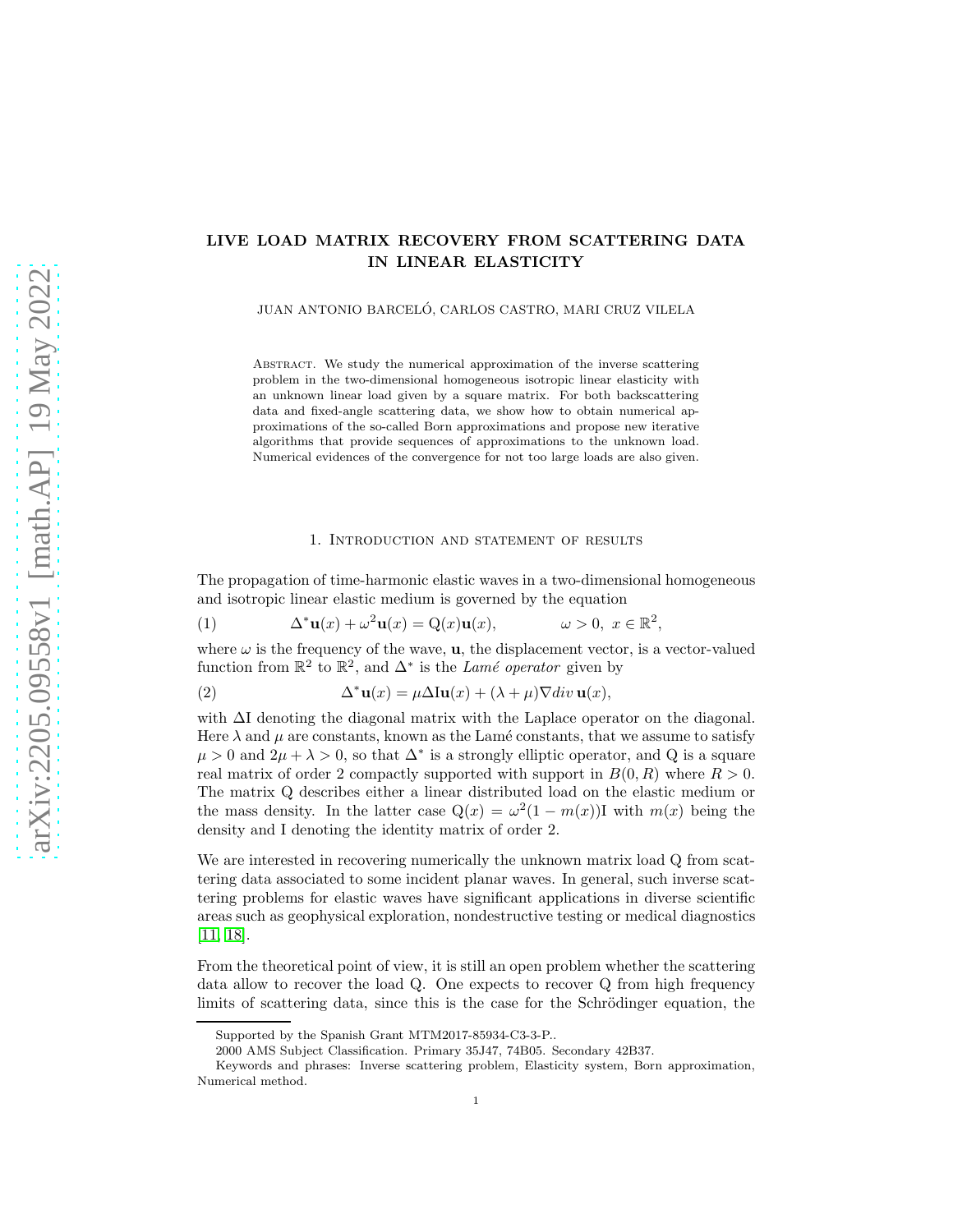# LIVE LOAD MATRIX RECOVERY FROM SCATTERING DATA IN LINEAR ELASTICITY

JUAN ANTONIO BARCELÓ, CARLOS CASTRO, MARI CRUZ VILELA

Abstract. We study the numerical approximation of the inverse scattering problem in the two-dimensional homogeneous isotropic linear elasticity with an unknown linear load given by a square matrix. For both backscattering data and fixed-angle scattering data, we show how to obtain numerical approximations of the so-called Born approximations and propose new iterative algorithms that provide sequences of approximations to the unknown load. Numerical evidences of the convergence for not too large loads are also given.

## 1. Introduction and statement of results

The propagation of time-harmonic elastic waves in a two-dimensional homogeneous and isotropic linear elastic medium is governed by the equation

$$\Delta^* \mathbf{u}(x) + \omega^2 \mathbf{u}(x) = \mathrm{Q}(x)\mathbf{u}(x), \qquad \omega > 0,\ x \in \mathbb{R}^2, \tag{1}$$

where $\omega$ is the frequency of the wave, $\mathbf{u}$, the displacement vector, is a vector-valued function from $\mathbb{R}^2$ to $\mathbb{R}^2$, and $\Delta^*$ is the *Lamé operator* given by

$$\Delta^* \mathbf{u}(x) = \mu \Delta \mathrm{I}\mathbf{u}(x) + (\lambda + \mu)\nabla div\, \mathbf{u}(x), \tag{2}$$

with $\Delta\mathrm{I}$ denoting the diagonal matrix with the Laplace operator on the diagonal. Here $\lambda$ and $\mu$ are constants, known as the Lamé constants, that we assume to satisfy $\mu > 0$ and $2\mu + \lambda > 0$, so that $\Delta^*$ is a strongly elliptic operator, and Q is a square real matrix of order 2 compactly supported with support in $B(0, R)$ where $R > 0$. The matrix Q describes either a linear distributed load on the elastic medium or the mass density. In the latter case $\mathrm{Q}(x) = \omega^2(1 - m(x))\mathrm{I}$ with $m(x)$ being the density and I denoting the identity matrix of order 2.

We are interested in recovering numerically the unknown matrix load Q from scattering data associated to some incident planar waves. In general, such inverse scattering problems for elastic waves have significant applications in diverse scientific areas such as geophysical exploration, nondestructive testing or medical diagnostics [11, 18].

From the theoretical point of view, it is still an open problem whether the scattering data allow to recover the load Q. One expects to recover Q from high frequency limits of scattering data, since this is the case for the Schrödinger equation, the

Supported by the Spanish Grant MTM2017-85934-C3-3-P..

2000 AMS Subject Classification. Primary 35J47, 74B05. Secondary 42B37.

Keywords and phrases: Inverse scattering problem, Elasticity system, Born approximation, Numerical method.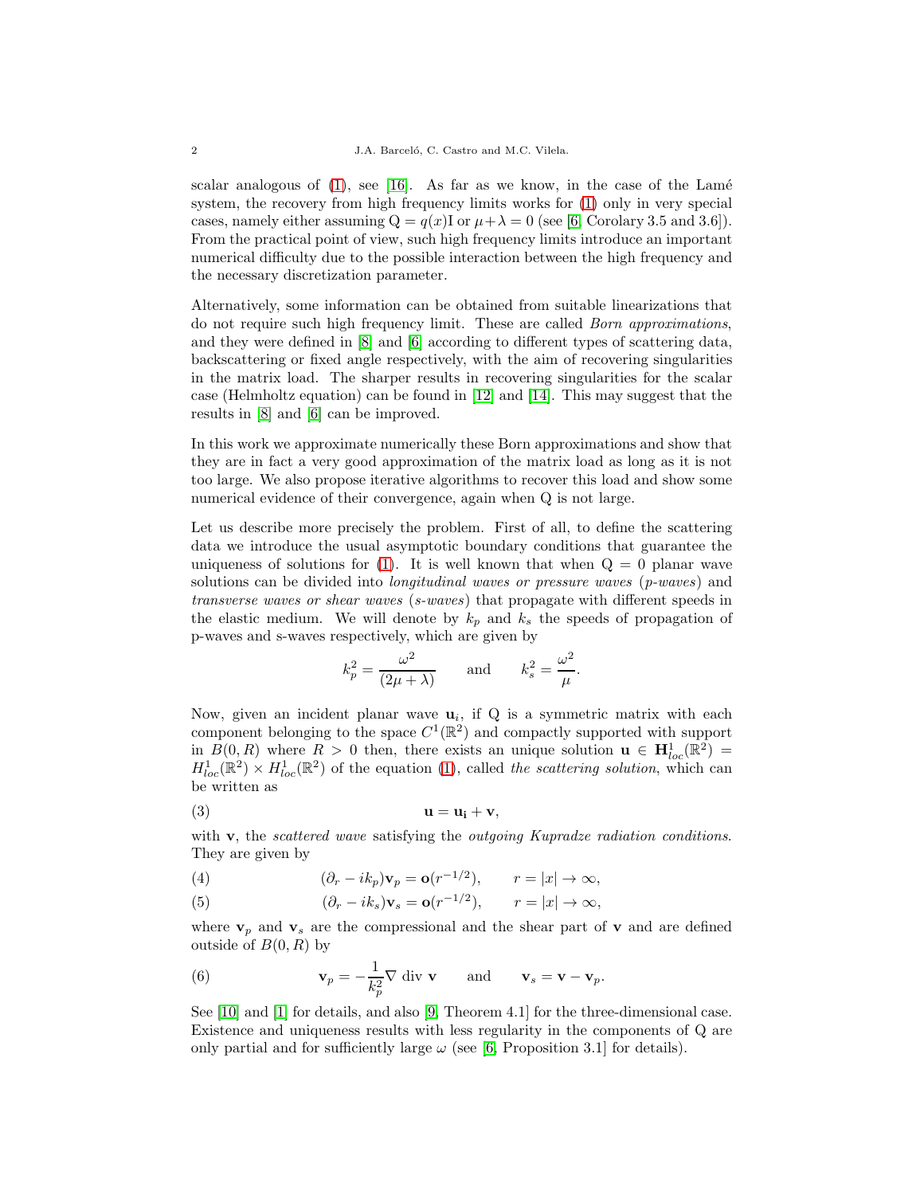scalar analogous of (1), see [16]. As far as we know, in the case of the Lamé system, the recovery from high frequency limits works for (1) only in very special cases, namely either assuming $\mathrm{Q} = q(x)\mathrm{I}$ or $\mu + \lambda = 0$ (see [6, Corolary 3.5 and 3.6]). From the practical point of view, such high frequency limits introduce an important numerical difficulty due to the possible interaction between the high frequency and the necessary discretization parameter.

Alternatively, some information can be obtained from suitable linearizations that do not require such high frequency limit. These are called *Born approximations*, and they were defined in [8] and [6] according to different types of scattering data, backscattering or fixed angle respectively, with the aim of recovering singularities in the matrix load. The sharper results in recovering singularities for the scalar case (Helmholtz equation) can be found in [12] and [14]. This may suggest that the results in [8] and [6] can be improved.

In this work we approximate numerically these Born approximations and show that they are in fact a very good approximation of the matrix load as long as it is not too large. We also propose iterative algorithms to recover this load and show some numerical evidence of their convergence, again when Q is not large.

Let us describe more precisely the problem. First of all, to define the scattering data we introduce the usual asymptotic boundary conditions that guarantee the uniqueness of solutions for (1). It is well known that when $\mathrm{Q} = 0$ planar wave solutions can be divided into *longitudinal waves or pressure waves* (*p-waves*) and *transverse waves or shear waves* (*s-waves*) that propagate with different speeds in the elastic medium. We will denote by $k_p$ and $k_s$ the speeds of propagation of p-waves and s-waves respectively, which are given by

$$k_p^2 = \frac{\omega^2}{(2\mu + \lambda)} \qquad \text{and} \qquad k_s^2 = \frac{\omega^2}{\mu}.$$

Now, given an incident planar wave $\mathbf{u}_i$, if Q is a symmetric matrix with each component belonging to the space $C^1(\mathbb{R}^2)$ and compactly supported with support in $B(0,R)$ where $R > 0$ then, there exists an unique solution $\mathbf{u} \in \mathbf{H}^1_{loc}(\mathbb{R}^2) = H^1_{loc}(\mathbb{R}^2) \times H^1_{loc}(\mathbb{R}^2)$ of the equation (1), called *the scattering solution*, which can be written as

$$\mathbf{u} = \mathbf{u_i} + \mathbf{v}, \tag{3}$$

with $\mathbf{v}$, the *scattered wave* satisfying the *outgoing Kupradze radiation conditions*. They are given by

$$(\partial_r - ik_p)\mathbf{v}_p = \mathbf{o}(r^{-1/2}), \qquad r = |x| \to \infty, \tag{4}$$

$$(\partial_r - ik_s)\mathbf{v}_s = \mathbf{o}(r^{-1/2}), \qquad r = |x| \to \infty, \tag{5}$$

where $\mathbf{v}_p$ and $\mathbf{v}_s$ are the compressional and the shear part of $\mathbf{v}$ and are defined outside of $B(0,R)$ by

$$\mathbf{v}_p = -\frac{1}{k_p^2}\nabla \text{ div } \mathbf{v} \qquad \text{and} \qquad \mathbf{v}_s = \mathbf{v} - \mathbf{v}_p. \tag{6}$$

See [10] and [1] for details, and also [9, Theorem 4.1] for the three-dimensional case. Existence and uniqueness results with less regularity in the components of Q are only partial and for sufficiently large $\omega$ (see [6, Proposition 3.1] for details).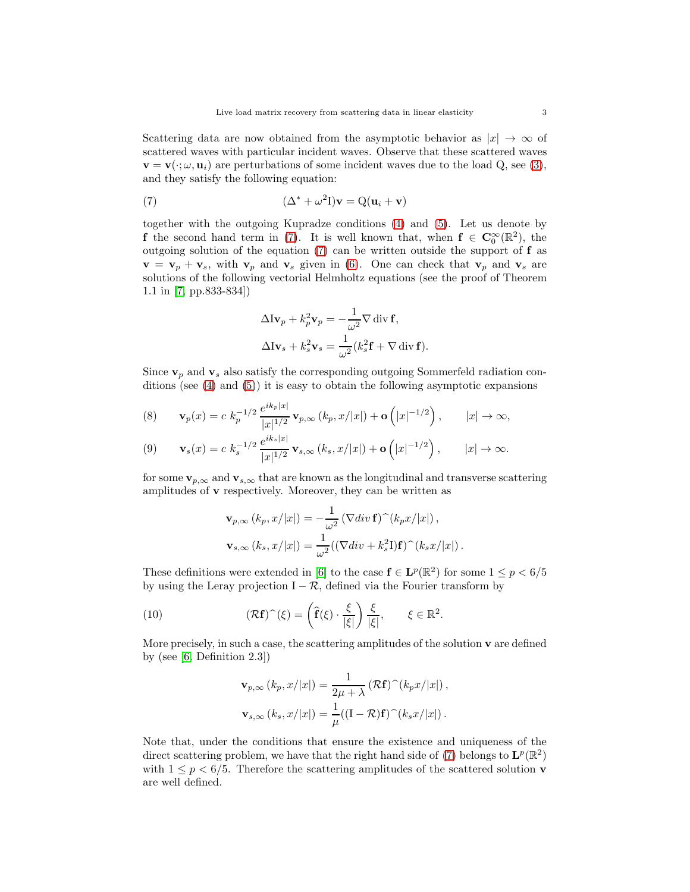Scattering data are now obtained from the asymptotic behavior as $|x| \to \infty$ of scattered waves with particular incident waves. Observe that these scattered waves $\mathbf{v} = \mathbf{v}(\cdot; \omega, \mathbf{u}_i)$ are perturbations of some incident waves due to the load Q, see (3), and they satisfy the following equation:

$$
(\Delta^* + \omega^2 \mathrm{I})\mathbf{v} = \mathrm{Q}(\mathbf{u}_i + \mathbf{v}) \tag{7}
$$

together with the outgoing Kupradze conditions (4) and (5). Let us denote by $\mathbf{f}$ the second hand term in (7). It is well known that, when $\mathbf{f} \in \mathbf{C}_0^\infty(\mathbb{R}^2)$, the outgoing solution of the equation (7) can be written outside the support of $\mathbf{f}$ as $\mathbf{v} = \mathbf{v}_p + \mathbf{v}_s$, with $\mathbf{v}_p$ and $\mathbf{v}_s$ given in (6). One can check that $\mathbf{v}_p$ and $\mathbf{v}_s$ are solutions of the following vectorial Helmholtz equations (see the proof of Theorem 1.1 in [7, pp.833-834])

$$
\Delta \mathrm{I} \mathbf{v}_p + k_p^2 \mathbf{v}_p = -\frac{1}{\omega^2} \nabla \operatorname{div} \mathbf{f},
$$

$$
\Delta \mathrm{I} \mathbf{v}_s + k_s^2 \mathbf{v}_s = \frac{1}{\omega^2}(k_s^2 \mathbf{f} + \nabla \operatorname{div} \mathbf{f}).
$$

Since $\mathbf{v}_p$ and $\mathbf{v}_s$ also satisfy the corresponding outgoing Sommerfeld radiation conditions (see (4) and (5)) it is easy to obtain the following asymptotic expansions

$$
\mathbf{v}_p(x) = c\; k_p^{-1/2} \frac{e^{ik_p|x|}}{|x|^{1/2}} \mathbf{v}_{p,\infty}\left(k_p, x/|x|\right) + \mathbf{o}\left(|x|^{-1/2}\right), \qquad |x| \to \infty, \tag{8}
$$

$$
\mathbf{v}_s(x) = c\; k_s^{-1/2} \frac{e^{ik_s|x|}}{|x|^{1/2}} \mathbf{v}_{s,\infty}\left(k_s, x/|x|\right) + \mathbf{o}\left(|x|^{-1/2}\right), \qquad |x| \to \infty. \tag{9}
$$

for some $\mathbf{v}_{p,\infty}$ and $\mathbf{v}_{s,\infty}$ that are known as the longitudinal and transverse scattering amplitudes of $\mathbf{v}$ respectively. Moreover, they can be written as

$$
\mathbf{v}_{p,\infty}\left(k_p, x/|x|\right) = -\frac{1}{\omega^2} \left(\nabla div\, \mathbf{f}\right)^{\widehat{}}(k_p x/|x|),
$$

$$
\mathbf{v}_{s,\infty}\left(k_s, x/|x|\right) = \frac{1}{\omega^2}((\nabla div + k_s^2 \mathrm{I})\mathbf{f})^{\widehat{}}(k_s x/|x|).
$$

These definitions were extended in [6] to the case $\mathbf{f} \in \mathbf{L}^p(\mathbb{R}^2)$ for some $1 \le p < 6/5$ by using the Leray projection $\mathrm{I} - \mathcal{R}$, defined via the Fourier transform by

$$
(\mathcal{R}\mathbf{f})^{\widehat{}}(\xi) = \left(\widehat{\mathbf{f}}(\xi) \cdot \frac{\xi}{|\xi|}\right) \frac{\xi}{|\xi|}, \qquad \xi \in \mathbb{R}^2. \tag{10}
$$

More precisely, in such a case, the scattering amplitudes of the solution $\mathbf{v}$ are defined by (see [6, Definition 2.3])

$$
\mathbf{v}_{p,\infty}\left(k_p, x/|x|\right) = \frac{1}{2\mu + \lambda} \left(\mathcal{R}\mathbf{f}\right)^{\widehat{}}(k_p x/|x|),
$$

$$
\mathbf{v}_{s,\infty}\left(k_s, x/|x|\right) = \frac{1}{\mu}((\mathrm{I} - \mathcal{R})\mathbf{f})^{\widehat{}}(k_s x/|x|).
$$

Note that, under the conditions that ensure the existence and uniqueness of the direct scattering problem, we have that the right hand side of (7) belongs to $\mathbf{L}^p(\mathbb{R}^2)$ with $1 \le p < 6/5$. Therefore the scattering amplitudes of the scattered solution $\mathbf{v}$ are well defined.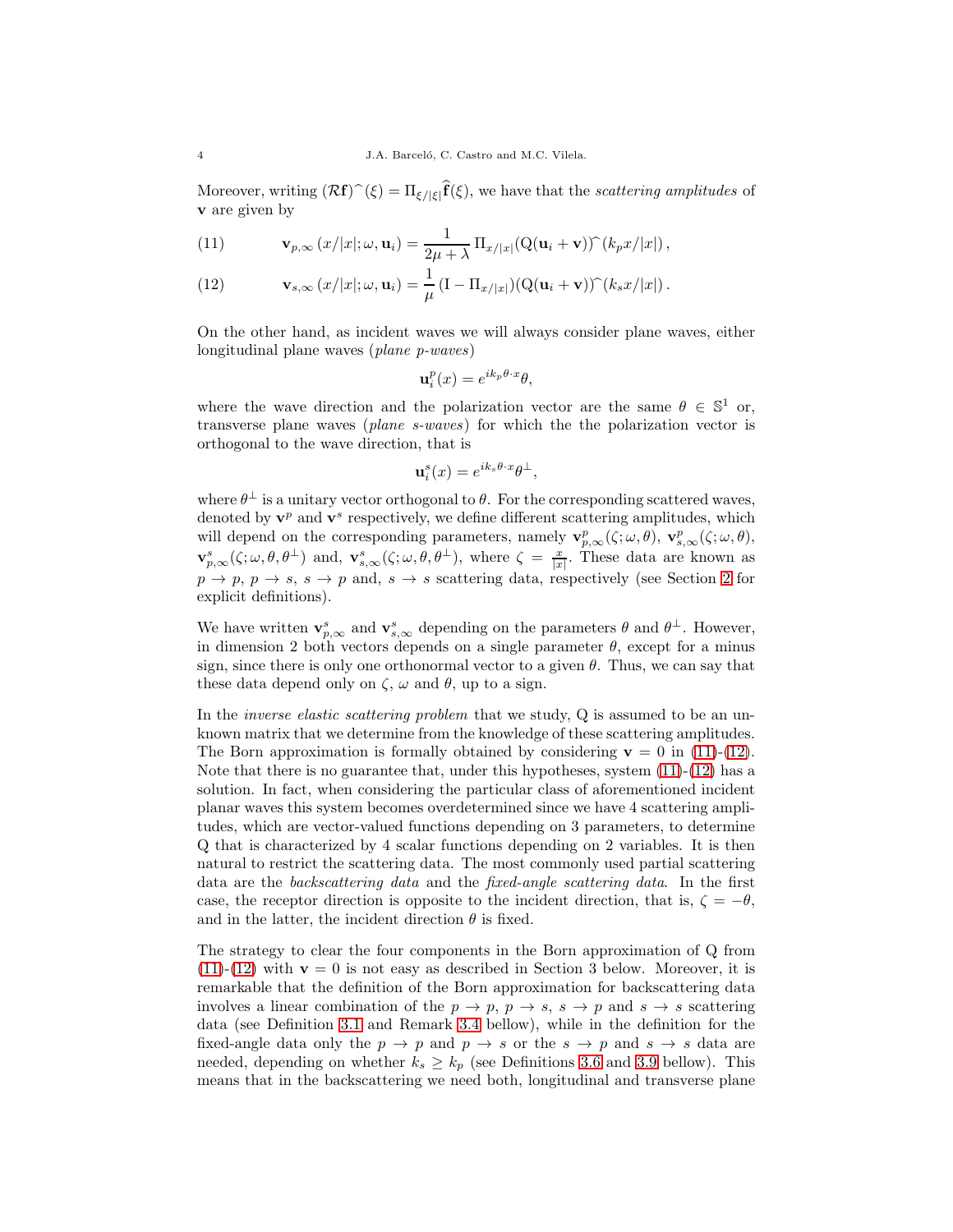Moreover, writing $(\mathcal{R}\mathbf{f})\widehat{\ }(\xi) = \Pi_{\xi/|\xi|}\widehat{\mathbf{f}}(\xi)$, we have that the *scattering amplitudes* of $\mathbf{v}$ are given by

$$\mathbf{v}_{p,\infty}\left(x/|x|;\omega,\mathbf{u}_i\right) = \frac{1}{2\mu+\lambda}\,\Pi_{x/|x|}(\mathrm{Q}(\mathbf{u}_i+\mathbf{v}))\widehat{\ }(k_p x/|x|)\,, \tag{11}$$

$$\mathbf{v}_{s,\infty}\left(x/|x|;\omega,\mathbf{u}_i\right) = \frac{1}{\mu}\,(\mathrm{I}-\Pi_{x/|x|})(\mathrm{Q}(\mathbf{u}_i+\mathbf{v}))\widehat{\ }(k_s x/|x|)\,. \tag{12}$$

On the other hand, as incident waves we will always consider plane waves, either longitudinal plane waves (*plane p-waves*)

$$\mathbf{u}_i^p(x) = e^{ik_p\theta\cdot x}\theta,$$

where the wave direction and the polarization vector are the same $\theta \in \mathbb{S}^1$ or, transverse plane waves (*plane s-waves*) for which the the polarization vector is orthogonal to the wave direction, that is

$$\mathbf{u}_i^s(x) = e^{ik_s\theta\cdot x}\theta^{\perp},$$

where $\theta^{\perp}$ is a unitary vector orthogonal to $\theta$. For the corresponding scattered waves, denoted by $\mathbf{v}^p$ and $\mathbf{v}^s$ respectively, we define different scattering amplitudes, which will depend on the corresponding parameters, namely $\mathbf{v}^p_{p,\infty}(\zeta;\omega,\theta)$, $\mathbf{v}^p_{s,\infty}(\zeta;\omega,\theta)$, $\mathbf{v}^s_{p,\infty}(\zeta;\omega,\theta,\theta^{\perp})$ and, $\mathbf{v}^s_{s,\infty}(\zeta;\omega,\theta,\theta^{\perp})$, where $\zeta = \frac{x}{|x|}$. These data are known as $p \to p$, $p \to s$, $s \to p$ and, $s \to s$ scattering data, respectively (see Section 2 for explicit definitions).

We have written $\mathbf{v}^s_{p,\infty}$ and $\mathbf{v}^s_{s,\infty}$ depending on the parameters $\theta$ and $\theta^{\perp}$. However, in dimension 2 both vectors depends on a single parameter $\theta$, except for a minus sign, since there is only one orthonormal vector to a given $\theta$. Thus, we can say that these data depend only on $\zeta$, $\omega$ and $\theta$, up to a sign.

In the *inverse elastic scattering problem* that we study, Q is assumed to be an unknown matrix that we determine from the knowledge of these scattering amplitudes. The Born approximation is formally obtained by considering $\mathbf{v} = 0$ in (11)-(12). Note that there is no guarantee that, under this hypotheses, system (11)-(12) has a solution. In fact, when considering the particular class of aforementioned incident planar waves this system becomes overdetermined since we have 4 scattering amplitudes, which are vector-valued functions depending on 3 parameters, to determine Q that is characterized by 4 scalar functions depending on 2 variables. It is then natural to restrict the scattering data. The most commonly used partial scattering data are the *backscattering data* and the *fixed-angle scattering data*. In the first case, the receptor direction is opposite to the incident direction, that is, $\zeta = -\theta$, and in the latter, the incident direction $\theta$ is fixed.

The strategy to clear the four components in the Born approximation of Q from (11)-(12) with $\mathbf{v} = 0$ is not easy as described in Section 3 below. Moreover, it is remarkable that the definition of the Born approximation for backscattering data involves a linear combination of the $p \to p$, $p \to s$, $s \to p$ and $s \to s$ scattering data (see Definition 3.1 and Remark 3.4 bellow), while in the definition for the fixed-angle data only the $p \to p$ and $p \to s$ or the $s \to p$ and $s \to s$ data are needed, depending on whether $k_s \geq k_p$ (see Definitions 3.6 and 3.9 bellow). This means that in the backscattering we need both, longitudinal and transverse plane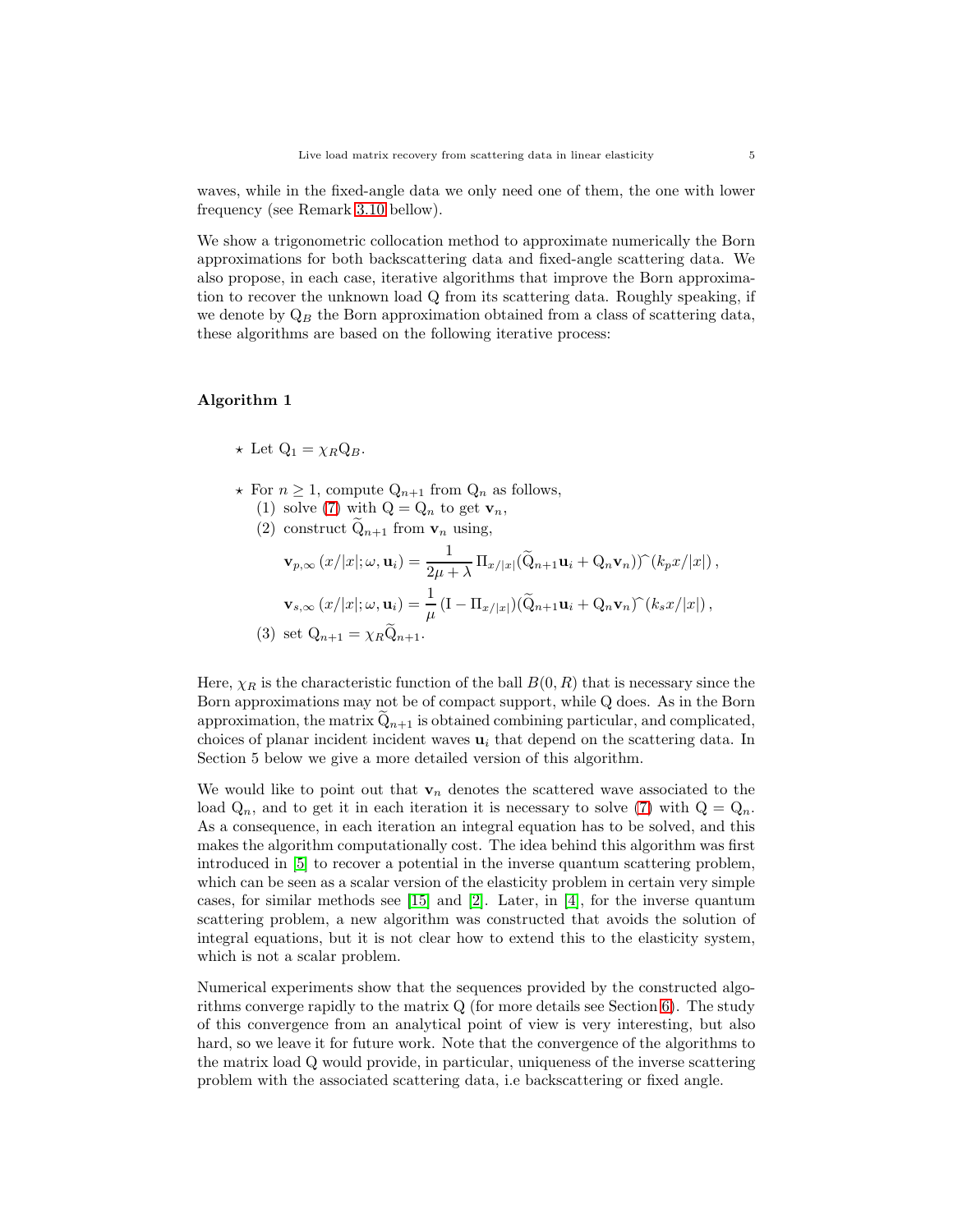waves, while in the fixed-angle data we only need one of them, the one with lower frequency (see Remark 3.10 bellow).

We show a trigonometric collocation method to approximate numerically the Born approximations for both backscattering data and fixed-angle scattering data. We also propose, in each case, iterative algorithms that improve the Born approximation to recover the unknown load Q from its scattering data. Roughly speaking, if we denote by $\mathrm{Q}_B$ the Born approximation obtained from a class of scattering data, these algorithms are based on the following iterative process:

**Algorithm 1**

- ⋆ Let $\mathrm{Q}_1 = \chi_R \mathrm{Q}_B$.
- ⋆ For $n \geq 1$, compute $\mathrm{Q}_{n+1}$ from $\mathrm{Q}_n$ as follows,
  (1) solve (7) with $\mathrm{Q} = \mathrm{Q}_n$ to get $\mathbf{v}_n$,
  (2) construct $\widetilde{\mathrm{Q}}_{n+1}$ from $\mathbf{v}_n$ using,
  $$\mathbf{v}_{p,\infty}\,(x/|x|;\omega,\mathbf{u}_i) = \frac{1}{2\mu+\lambda}\,\Pi_{x/|x|}(\widetilde{\mathrm{Q}}_{n+1}\mathbf{u}_i + \mathrm{Q}_n\mathbf{v}_n)\widehat{\;}(k_p x/|x|)\,,$$
  $$\mathbf{v}_{s,\infty}\,(x/|x|;\omega,\mathbf{u}_i) = \frac{1}{\mu}\,(\mathrm{I} - \Pi_{x/|x|})(\widetilde{\mathrm{Q}}_{n+1}\mathbf{u}_i + \mathrm{Q}_n\mathbf{v}_n)\widehat{\;}(k_s x/|x|)\,,$$
  (3) set $\mathrm{Q}_{n+1} = \chi_R \widetilde{\mathrm{Q}}_{n+1}$.

Here, $\chi_R$ is the characteristic function of the ball $B(0,R)$ that is necessary since the Born approximations may not be of compact support, while Q does. As in the Born approximation, the matrix $\widetilde{\mathrm{Q}}_{n+1}$ is obtained combining particular, and complicated, choices of planar incident incident waves $\mathbf{u}_i$ that depend on the scattering data. In Section 5 below we give a more detailed version of this algorithm.

We would like to point out that $\mathbf{v}_n$ denotes the scattered wave associated to the load $\mathrm{Q}_n$, and to get it in each iteration it is necessary to solve (7) with $\mathrm{Q} = \mathrm{Q}_n$. As a consequence, in each iteration an integral equation has to be solved, and this makes the algorithm computationally cost. The idea behind this algorithm was first introduced in [5] to recover a potential in the inverse quantum scattering problem, which can be seen as a scalar version of the elasticity problem in certain very simple cases, for similar methods see [15] and [2]. Later, in [4], for the inverse quantum scattering problem, a new algorithm was constructed that avoids the solution of integral equations, but it is not clear how to extend this to the elasticity system, which is not a scalar problem.

Numerical experiments show that the sequences provided by the constructed algorithms converge rapidly to the matrix Q (for more details see Section 6). The study of this convergence from an analytical point of view is very interesting, but also hard, so we leave it for future work. Note that the convergence of the algorithms to the matrix load Q would provide, in particular, uniqueness of the inverse scattering problem with the associated scattering data, i.e backscattering or fixed angle.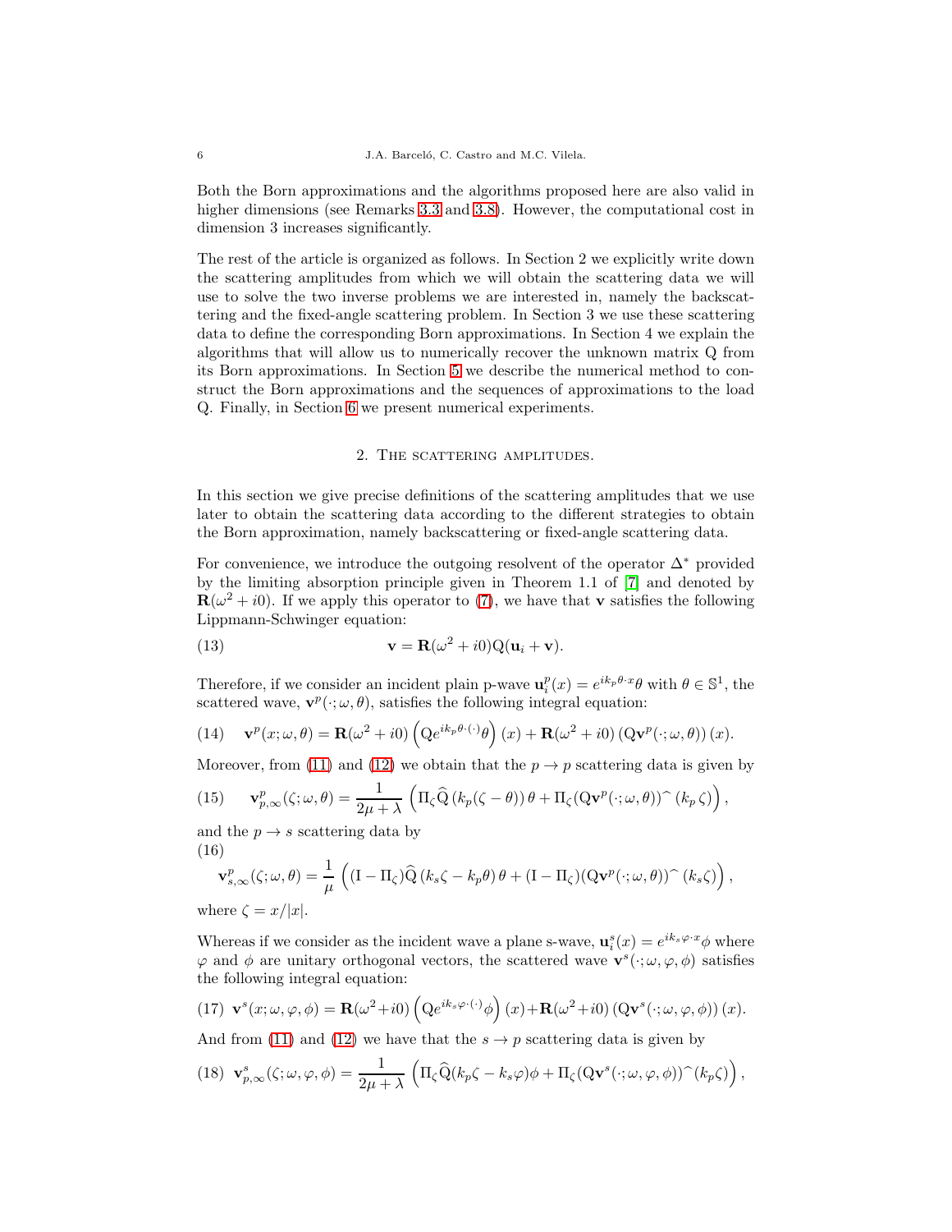Both the Born approximations and the algorithms proposed here are also valid in higher dimensions (see Remarks 3.3 and 3.8). However, the computational cost in dimension 3 increases significantly.

The rest of the article is organized as follows. In Section 2 we explicitly write down the scattering amplitudes from which we will obtain the scattering data we will use to solve the two inverse problems we are interested in, namely the backscattering and the fixed-angle scattering problem. In Section 3 we use these scattering data to define the corresponding Born approximations. In Section 4 we explain the algorithms that will allow us to numerically recover the unknown matrix Q from its Born approximations. In Section 5 we describe the numerical method to construct the Born approximations and the sequences of approximations to the load Q. Finally, in Section 6 we present numerical experiments.

## 2. The scattering amplitudes.

In this section we give precise definitions of the scattering amplitudes that we use later to obtain the scattering data according to the different strategies to obtain the Born approximation, namely backscattering or fixed-angle scattering data.

For convenience, we introduce the outgoing resolvent of the operator $\Delta^*$ provided by the limiting absorption principle given in Theorem 1.1 of [7] and denoted by $\mathbf{R}(\omega^2 + i0)$. If we apply this operator to (7), we have that $\mathbf{v}$ satisfies the following Lippmann-Schwinger equation:

$$\mathbf{v} = \mathbf{R}(\omega^2 + i0)\mathrm{Q}(\mathbf{u}_i + \mathbf{v}). \tag{13}$$

Therefore, if we consider an incident plain p-wave $\mathbf{u}_i^p(x) = e^{ik_p\theta\cdot x}\theta$ with $\theta \in \mathbb{S}^1$, the scattered wave, $\mathbf{v}^p(\cdot;\omega,\theta)$, satisfies the following integral equation:

$$\mathbf{v}^p(x;\omega,\theta) = \mathbf{R}(\omega^2 + i0)\left(\mathrm{Q}e^{ik_p\theta\cdot(\cdot)}\theta\right)(x) + \mathbf{R}(\omega^2 + i0)\left(\mathrm{Q}\mathbf{v}^p(\cdot;\omega,\theta)\right)(x). \tag{14}$$

Moreover, from (11) and (12) we obtain that the $p \to p$ scattering data is given by

$$\mathbf{v}^p_{p,\infty}(\zeta;\omega,\theta) = \frac{1}{2\mu + \lambda}\left(\Pi_\zeta \widehat{\mathrm{Q}}\left(k_p(\zeta - \theta)\right)\theta + \Pi_\zeta(\mathrm{Q}\mathbf{v}^p(\cdot;\omega,\theta))^\frown(k_p\,\zeta)\right), \tag{15}$$

and the $p \to s$ scattering data by

$$\mathbf{v}^p_{s,\infty}(\zeta;\omega,\theta) = \frac{1}{\mu}\left((\mathrm{I} - \Pi_\zeta)\widehat{\mathrm{Q}}\left(k_s\zeta - k_p\theta\right)\theta + (\mathrm{I} - \Pi_\zeta)(\mathrm{Q}\mathbf{v}^p(\cdot;\omega,\theta))^\frown(k_s\zeta)\right), \tag{16}$$

where $\zeta = x/|x|$.

Whereas if we consider as the incident wave a plane s-wave, $\mathbf{u}_i^s(x) = e^{ik_s\varphi\cdot x}\phi$ where $\varphi$ and $\phi$ are unitary orthogonal vectors, the scattered wave $\mathbf{v}^s(\cdot;\omega,\varphi,\phi)$ satisfies the following integral equation:

$$\mathbf{v}^s(x;\omega,\varphi,\phi) = \mathbf{R}(\omega^2+i0)\left(\mathrm{Q}e^{ik_s\varphi\cdot(\cdot)}\phi\right)(x) + \mathbf{R}(\omega^2+i0)\left(\mathrm{Q}\mathbf{v}^s(\cdot;\omega,\varphi,\phi)\right)(x). \tag{17}$$

And from (11) and (12) we have that the $s \to p$ scattering data is given by

$$\mathbf{v}^s_{p,\infty}(\zeta;\omega,\varphi,\phi) = \frac{1}{2\mu + \lambda}\left(\Pi_\zeta\widehat{\mathrm{Q}}(k_p\zeta - k_s\varphi)\phi + \Pi_\zeta(\mathrm{Q}\mathbf{v}^s(\cdot;\omega,\varphi,\phi))^\frown(k_p\zeta)\right), \tag{18}$$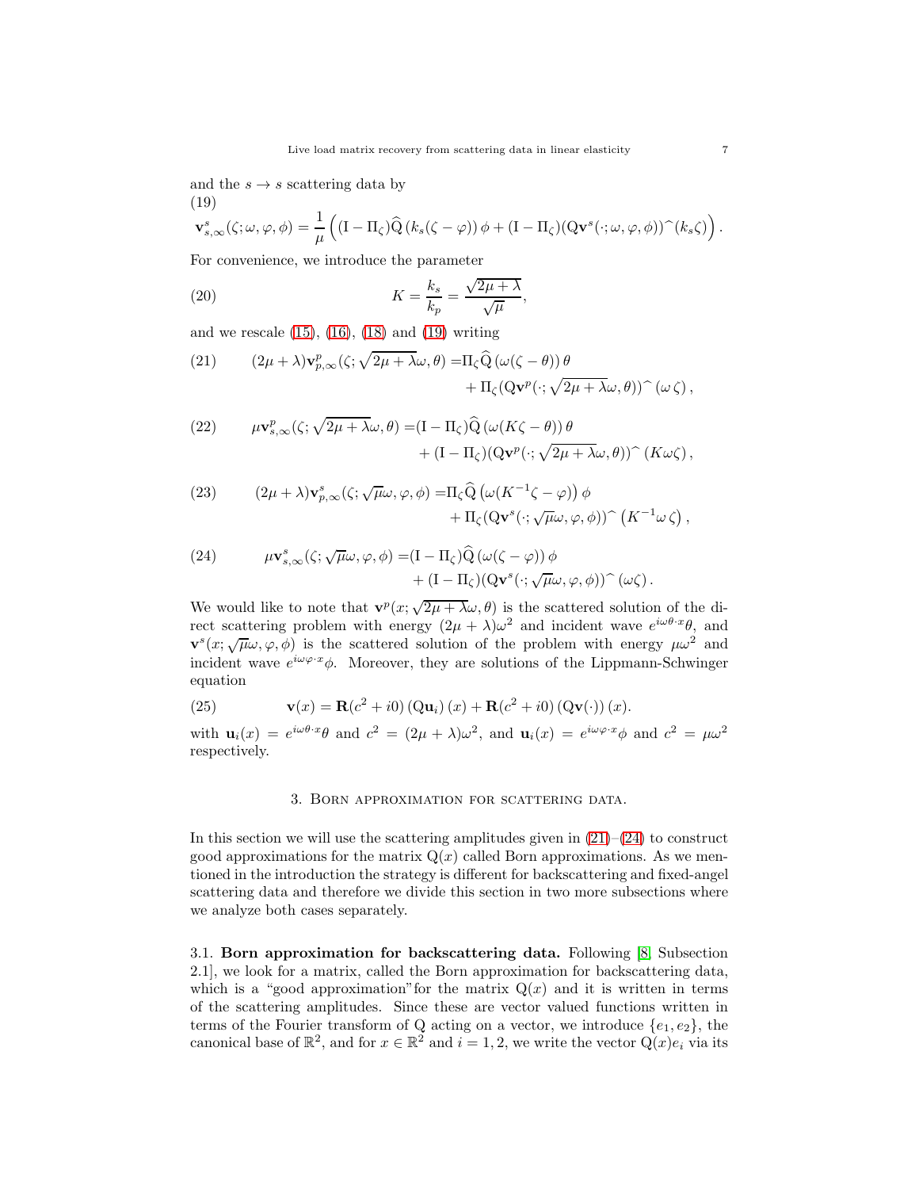and the $s \to s$ scattering data by

(19)

$$\mathbf{v}^s_{s,\infty}(\zeta;\omega,\varphi,\phi) = \frac{1}{\mu}\left( (\mathrm{I}-\Pi_\zeta)\widehat{\mathrm{Q}}\left(k_s(\zeta-\varphi)\right)\phi + (\mathrm{I}-\Pi_\zeta)(\mathrm{Q}\mathbf{v}^s(\cdot;\omega,\varphi,\phi))^\frown(k_s\zeta)\right).$$

For convenience, we introduce the parameter

$$K = \frac{k_s}{k_p} = \frac{\sqrt{2\mu+\lambda}}{\sqrt{\mu}}, \tag{20}$$

and we rescale (15), (16), (18) and (19) writing

$$(2\mu+\lambda)\mathbf{v}^p_{p,\infty}(\zeta;\sqrt{2\mu+\lambda}\omega,\theta) = \Pi_\zeta\widehat{\mathrm{Q}}\left(\omega(\zeta-\theta)\right)\theta + \Pi_\zeta(\mathrm{Q}\mathbf{v}^p(\cdot;\sqrt{2\mu+\lambda}\omega,\theta))^\frown(\omega\,\zeta), \tag{21}$$

$$\mu\mathbf{v}^p_{s,\infty}(\zeta;\sqrt{2\mu+\lambda}\omega,\theta) = (\mathrm{I}-\Pi_\zeta)\widehat{\mathrm{Q}}\left(\omega(K\zeta-\theta)\right)\theta + (\mathrm{I}-\Pi_\zeta)(\mathrm{Q}\mathbf{v}^p(\cdot;\sqrt{2\mu+\lambda}\omega,\theta))^\frown(K\omega\zeta), \tag{22}$$

$$(2\mu+\lambda)\mathbf{v}^s_{p,\infty}(\zeta;\sqrt{\mu}\omega,\varphi,\phi) = \Pi_\zeta\widehat{\mathrm{Q}}\left(\omega(K^{-1}\zeta-\varphi)\right)\phi + \Pi_\zeta(\mathrm{Q}\mathbf{v}^s(\cdot;\sqrt{\mu}\omega,\varphi,\phi))^\frown\left(K^{-1}\omega\,\zeta\right), \tag{23}$$

$$\mu\mathbf{v}^s_{s,\infty}(\zeta;\sqrt{\mu}\omega,\varphi,\phi) = (\mathrm{I}-\Pi_\zeta)\widehat{\mathrm{Q}}\left(\omega(\zeta-\varphi)\right)\phi + (\mathrm{I}-\Pi_\zeta)(\mathrm{Q}\mathbf{v}^s(\cdot;\sqrt{\mu}\omega,\varphi,\phi))^\frown(\omega\zeta). \tag{24}$$

We would like to note that $\mathbf{v}^p(x;\sqrt{2\mu+\lambda}\omega,\theta)$ is the scattered solution of the direct scattering problem with energy $(2\mu+\lambda)\omega^2$ and incident wave $e^{i\omega\theta\cdot x}\theta$, and $\mathbf{v}^s(x;\sqrt{\mu}\omega,\varphi,\phi)$ is the scattered solution of the problem with energy $\mu\omega^2$ and incident wave $e^{i\omega\varphi\cdot x}\phi$. Moreover, they are solutions of the Lippmann-Schwinger equation

$$\mathbf{v}(x) = \mathbf{R}(c^2+i0)\left(\mathrm{Q}\mathbf{u}_i\right)(x) + \mathbf{R}(c^2+i0)\left(\mathrm{Q}\mathbf{v}(\cdot)\right)(x). \tag{25}$$

with $\mathbf{u}_i(x) = e^{i\omega\theta\cdot x}\theta$ and $c^2 = (2\mu+\lambda)\omega^2$, and $\mathbf{u}_i(x) = e^{i\omega\varphi\cdot x}\phi$ and $c^2 = \mu\omega^2$ respectively.

## 3. Born approximation for scattering data.

In this section we will use the scattering amplitudes given in (21)–(24) to construct good approximations for the matrix $\mathrm{Q}(x)$ called Born approximations. As we mentioned in the introduction the strategy is different for backscattering and fixed-angel scattering data and therefore we divide this section in two more subsections where we analyze both cases separately.

### 3.1. Born approximation for backscattering data.

Following [8, Subsection 2.1], we look for a matrix, called the Born approximation for backscattering data, which is a "good approximation"for the matrix $\mathrm{Q}(x)$ and it is written in terms of the scattering amplitudes. Since these are vector valued functions written in terms of the Fourier transform of Q acting on a vector, we introduce $\{e_1, e_2\}$, the canonical base of $\mathbb{R}^2$, and for $x \in \mathbb{R}^2$ and $i = 1, 2$, we write the vector $\mathrm{Q}(x)e_i$ via its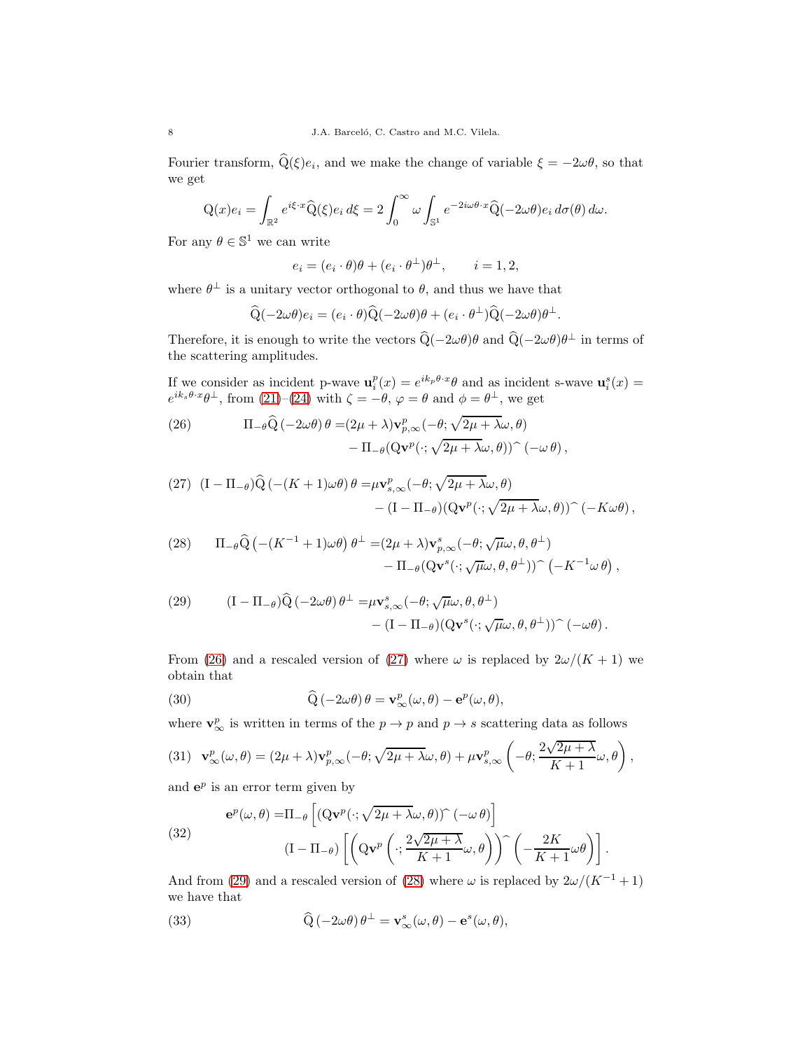Fourier transform, $\widehat{\mathrm{Q}}(\xi)e_i$, and we make the change of variable $\xi = -2\omega\theta$, so that we get

$$\mathrm{Q}(x)e_i = \int_{\mathbb{R}^2} e^{i\xi\cdot x}\widehat{\mathrm{Q}}(\xi)e_i\, d\xi = 2\int_0^\infty \omega \int_{\mathbb{S}^1} e^{-2i\omega\theta\cdot x}\widehat{\mathrm{Q}}(-2\omega\theta)e_i\, d\sigma(\theta)\, d\omega.$$

For any $\theta \in \mathbb{S}^1$ we can write

$$e_i = (e_i\cdot\theta)\theta + (e_i\cdot\theta^\perp)\theta^\perp, \qquad i=1,2,$$

where $\theta^\perp$ is a unitary vector orthogonal to $\theta$, and thus we have that

$$\widehat{\mathrm{Q}}(-2\omega\theta)e_i = (e_i\cdot\theta)\widehat{\mathrm{Q}}(-2\omega\theta)\theta + (e_i\cdot\theta^\perp)\widehat{\mathrm{Q}}(-2\omega\theta)\theta^\perp.$$

Therefore, it is enough to write the vectors $\widehat{\mathrm{Q}}(-2\omega\theta)\theta$ and $\widehat{\mathrm{Q}}(-2\omega\theta)\theta^\perp$ in terms of the scattering amplitudes.

If we consider as incident p-wave $\mathbf{u}_i^p(x) = e^{ik_p\theta\cdot x}\theta$ and as incident s-wave $\mathbf{u}_i^s(x) = e^{ik_s\theta\cdot x}\theta^\perp$, from (21)–(24) with $\zeta=-\theta$, $\varphi=\theta$ and $\phi=\theta^\perp$, we get

$$\begin{aligned}(26)\qquad \Pi_{-\theta}\widehat{\mathrm{Q}}\,(-2\omega\theta)\,\theta =&(2\mu+\lambda)\mathbf{v}^p_{p,\infty}(-\theta;\sqrt{2\mu+\lambda}\omega,\theta)\\ &-\Pi_{-\theta}(\mathrm{Q}\mathbf{v}^p(\cdot;\sqrt{2\mu+\lambda}\omega,\theta))\widehat{\ }\,(-\omega\,\theta)\,,\end{aligned}$$

$$\begin{aligned}(27)\quad (\mathrm{I}-\Pi_{-\theta})\widehat{\mathrm{Q}}\,(-(K+1)\omega\theta)\,\theta =&\mu\mathbf{v}^p_{s,\infty}(-\theta;\sqrt{2\mu+\lambda}\omega,\theta)\\ &-(\mathrm{I}-\Pi_{-\theta})(\mathrm{Q}\mathbf{v}^p(\cdot;\sqrt{2\mu+\lambda}\omega,\theta))\widehat{\ }\,(-K\omega\theta)\,,\end{aligned}$$

$$\begin{aligned}(28)\qquad \Pi_{-\theta}\widehat{\mathrm{Q}}\left(-(K^{-1}+1)\omega\theta\right)\theta^\perp =&(2\mu+\lambda)\mathbf{v}^s_{p,\infty}(-\theta;\sqrt{\mu}\omega,\theta,\theta^\perp)\\ &-\Pi_{-\theta}(\mathrm{Q}\mathbf{v}^s(\cdot;\sqrt{\mu}\omega,\theta,\theta^\perp))\widehat{\ }\left(-K^{-1}\omega\,\theta\right),\end{aligned}$$

$$\begin{aligned}(29)\qquad (\mathrm{I}-\Pi_{-\theta})\widehat{\mathrm{Q}}\,(-2\omega\theta)\,\theta^\perp =&\mu\mathbf{v}^s_{s,\infty}(-\theta;\sqrt{\mu}\omega,\theta,\theta^\perp)\\ &-(\mathrm{I}-\Pi_{-\theta})(\mathrm{Q}\mathbf{v}^s(\cdot;\sqrt{\mu}\omega,\theta,\theta^\perp))\widehat{\ }\,(-\omega\theta)\,.\end{aligned}$$

From (26) and a rescaled version of (27) where $\omega$ is replaced by $2\omega/(K+1)$ we obtain that

$$(30)\qquad \widehat{\mathrm{Q}}\,(-2\omega\theta)\,\theta = \mathbf{v}^p_\infty(\omega,\theta) - \mathbf{e}^p(\omega,\theta),$$

where $\mathbf{v}^p_\infty$ is written in terms of the $p\to p$ and $p\to s$ scattering data as follows

$$(31)\quad \mathbf{v}^p_\infty(\omega,\theta) = (2\mu+\lambda)\mathbf{v}^p_{p,\infty}(-\theta;\sqrt{2\mu+\lambda}\omega,\theta) + \mu\mathbf{v}^p_{s,\infty}\left(-\theta;\frac{2\sqrt{2\mu+\lambda}}{K+1}\omega,\theta\right),$$

and $\mathbf{e}^p$ is an error term given by

$$\begin{aligned}(32)\qquad \mathbf{e}^p(\omega,\theta) =&\Pi_{-\theta}\left[(\mathrm{Q}\mathbf{v}^p(\cdot;\sqrt{2\mu+\lambda}\omega,\theta))\widehat{\ }\,(-\omega\,\theta)\right]\\ &(\mathrm{I}-\Pi_{-\theta})\left[\left(\mathrm{Q}\mathbf{v}^p\left(\cdot;\frac{2\sqrt{2\mu+\lambda}}{K+1}\omega,\theta\right)\right)\widehat{\ }\left(-\frac{2K}{K+1}\omega\theta\right)\right].\end{aligned}$$

And from (29) and a rescaled version of (28) where $\omega$ is replaced by $2\omega/(K^{-1}+1)$ we have that

$$(33)\qquad \widehat{\mathrm{Q}}\,(-2\omega\theta)\,\theta^\perp = \mathbf{v}^s_\infty(\omega,\theta) - \mathbf{e}^s(\omega,\theta),$$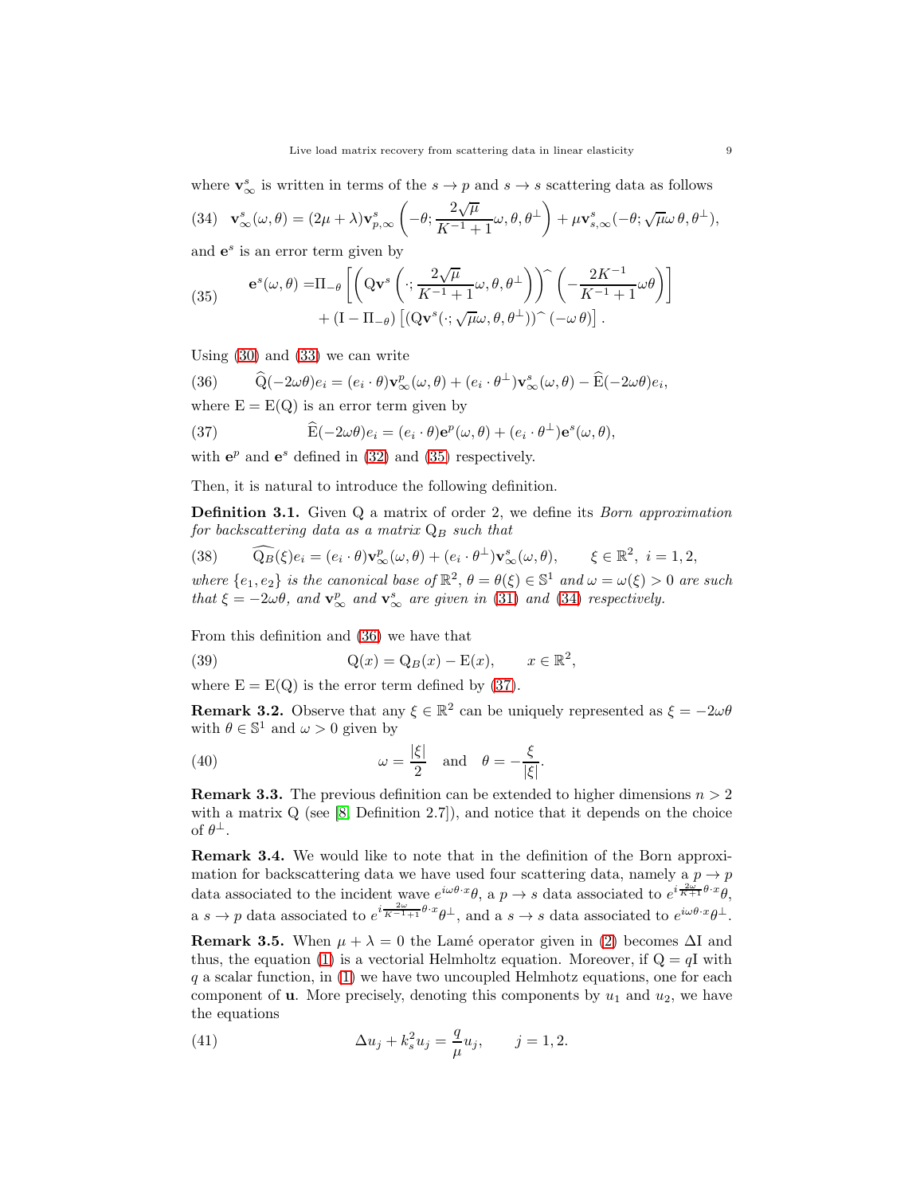where $\mathbf{v}^s_\infty$ is written in terms of the $s \to p$ and $s \to s$ scattering data as follows

$$
(34)\quad \mathbf{v}^s_\infty(\omega,\theta) = (2\mu+\lambda)\mathbf{v}^s_{p,\infty}\left(-\theta; \frac{2\sqrt{\mu}}{K^{-1}+1}\omega, \theta, \theta^\perp\right) + \mu \mathbf{v}^s_{s,\infty}(-\theta; \sqrt{\mu}\omega\,\theta, \theta^\perp),
$$

and $\mathbf{e}^s$ is an error term given by

$$
(35)\qquad \begin{aligned} \mathbf{e}^s(\omega,\theta) =& \Pi_{-\theta}\left[\left(\mathrm{Q}\mathbf{v}^s\left(\cdot; \frac{2\sqrt{\mu}}{K^{-1}+1}\omega, \theta, \theta^\perp\right)\right)^\wedge\left(-\frac{2K^{-1}}{K^{-1}+1}\omega\theta\right)\right] \\ &+ (\mathrm{I}-\Pi_{-\theta})\left[(\mathrm{Q}\mathbf{v}^s(\cdot; \sqrt{\mu}\omega, \theta, \theta^\perp))^\wedge(-\omega\,\theta)\right]. \end{aligned}
$$

Using (30) and (33) we can write

$$
(36)\qquad \widehat{\mathrm{Q}}(-2\omega\theta)e_i = (e_i\cdot\theta)\mathbf{v}^p_\infty(\omega,\theta) + (e_i\cdot\theta^\perp)\mathbf{v}^s_\infty(\omega,\theta) - \widehat{\mathrm{E}}(-2\omega\theta)e_i,
$$

where $\mathrm{E} = \mathrm{E}(\mathrm{Q})$ is an error term given by

$$
(37)\qquad \widehat{\mathrm{E}}(-2\omega\theta)e_i = (e_i\cdot\theta)\mathbf{e}^p(\omega,\theta) + (e_i\cdot\theta^\perp)\mathbf{e}^s(\omega,\theta),
$$

with $\mathbf{e}^p$ and $\mathbf{e}^s$ defined in (32) and (35) respectively.

Then, it is natural to introduce the following definition.

**Definition 3.1.** Given Q a matrix of order 2, we define its *Born approximation for backscattering data as a matrix* $\mathrm{Q}_B$ *such that*

$$
(38)\qquad \widehat{\mathrm{Q}_B}(\xi)e_i = (e_i\cdot\theta)\mathbf{v}^p_\infty(\omega,\theta) + (e_i\cdot\theta^\perp)\mathbf{v}^s_\infty(\omega,\theta), \qquad \xi\in\mathbb{R}^2,\ i=1,2,
$$

*where* $\{e_1, e_2\}$ *is the canonical base of* $\mathbb{R}^2$, $\theta = \theta(\xi) \in \mathbb{S}^1$ *and* $\omega = \omega(\xi) > 0$ *are such that* $\xi = -2\omega\theta$, *and* $\mathbf{v}^p_\infty$ *and* $\mathbf{v}^s_\infty$ *are given in* (31) *and* (34) *respectively.*

From this definition and (36) we have that

$$
(39)\qquad \mathrm{Q}(x) = \mathrm{Q}_B(x) - \mathrm{E}(x), \qquad x\in\mathbb{R}^2,
$$

where $\mathrm{E} = \mathrm{E}(\mathrm{Q})$ is the error term defined by (37).

**Remark 3.2.** Observe that any $\xi \in \mathbb{R}^2$ can be uniquely represented as $\xi = -2\omega\theta$ with $\theta\in\mathbb{S}^1$ and $\omega > 0$ given by

$$
(40)\qquad \omega = \frac{|\xi|}{2} \quad \text{and} \quad \theta = -\frac{\xi}{|\xi|}.
$$

**Remark 3.3.** The previous definition can be extended to higher dimensions $n > 2$ with a matrix Q (see [8, Definition 2.7]), and notice that it depends on the choice of $\theta^\perp$.

**Remark 3.4.** We would like to note that in the definition of the Born approximation for backscattering data we have used four scattering data, namely a $p \to p$ data associated to the incident wave $e^{i\omega\theta\cdot x}\theta$, a $p \to s$ data associated to $e^{i\frac{2\omega}{K+1}\theta\cdot x}\theta$, a $s \to p$ data associated to $e^{i\frac{2\omega}{K^{-1}+1}\theta\cdot x}\theta^\perp$, and a $s \to s$ data associated to $e^{i\omega\theta\cdot x}\theta^\perp$.

**Remark 3.5.** When $\mu + \lambda = 0$ the Lamé operator given in (2) becomes $\Delta\mathrm{I}$ and thus, the equation (1) is a vectorial Helmholtz equation. Moreover, if $\mathrm{Q} = q\mathrm{I}$ with $q$ a scalar function, in (1) we have two uncoupled Helmhotz equations, one for each component of $\mathbf{u}$. More precisely, denoting this components by $u_1$ and $u_2$, we have the equations

$$
(41)\qquad \Delta u_j + k_s^2 u_j = \frac{q}{\mu}u_j, \qquad j = 1,2.
$$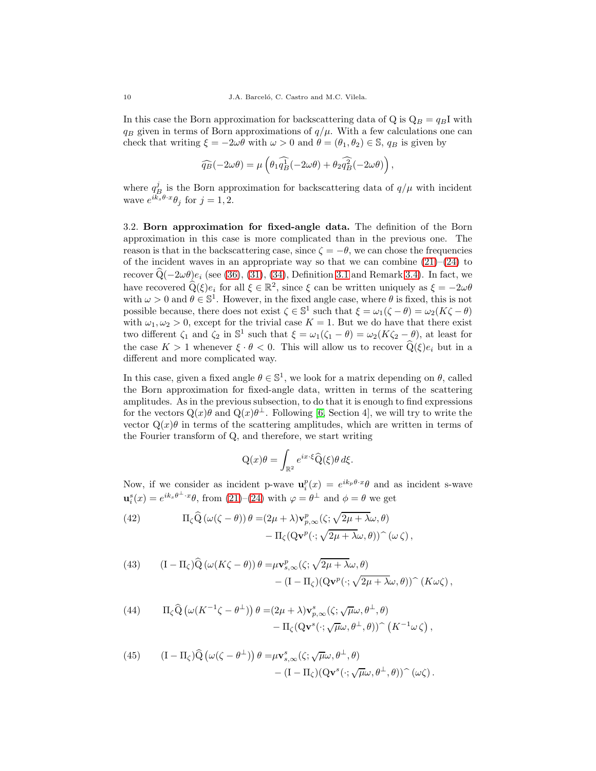In this case the Born approximation for backscattering data of Q is $\mathrm{Q}_B = q_B \mathrm{I}$ with $q_B$ given in terms of Born approximations of $q/\mu$. With a few calculations one can check that writing $\xi = -2\omega\theta$ with $\omega > 0$ and $\theta = (\theta_1, \theta_2) \in \mathbb{S}$, $q_B$ is given by

$$\widehat{q_B}(-2\omega\theta) = \mu\left(\theta_1 \widehat{q_B^1}(-2\omega\theta) + \theta_2 \widehat{q_B^2}(-2\omega\theta)\right),$$

where $q_B^j$ is the Born approximation for backscattering data of $q/\mu$ with incident wave $e^{ik_s\theta\cdot x}\theta_j$ for $j = 1, 2$.

3.2. **Born approximation for fixed-angle data.** The definition of the Born approximation in this case is more complicated than in the previous one. The reason is that in the backscattering case, since $\zeta = -\theta$, we can chose the frequencies of the incident waves in an appropriate way so that we can combine (21)–(24) to recover $\widehat{\mathrm{Q}}(-2\omega\theta)e_i$ (see (36), (31), (34), Definition 3.1 and Remark 3.4). In fact, we have recovered $\widehat{\mathrm{Q}}(\xi)e_i$ for all $\xi \in \mathbb{R}^2$, since $\xi$ can be written uniquely as $\xi = -2\omega\theta$ with $\omega > 0$ and $\theta \in \mathbb{S}^1$. However, in the fixed angle case, where $\theta$ is fixed, this is not possible because, there does not exist $\zeta \in \mathbb{S}^1$ such that $\xi = \omega_1(\zeta - \theta) = \omega_2(K\zeta - \theta)$ with $\omega_1, \omega_2 > 0$, except for the trivial case $K = 1$. But we do have that there exist two different $\zeta_1$ and $\zeta_2$ in $\mathbb{S}^1$ such that $\xi = \omega_1(\zeta_1 - \theta) = \omega_2(K\zeta_2 - \theta)$, at least for the case $K > 1$ whenever $\xi \cdot \theta < 0$. This will allow us to recover $\widehat{\mathrm{Q}}(\xi)e_i$ but in a different and more complicated way.

In this case, given a fixed angle $\theta \in \mathbb{S}^1$, we look for a matrix depending on $\theta$, called the Born approximation for fixed-angle data, written in terms of the scattering amplitudes. As in the previous subsection, to do that it is enough to find expressions for the vectors $\mathrm{Q}(x)\theta$ and $\mathrm{Q}(x)\theta^\perp$. Following [6, Section 4], we will try to write the vector $\mathrm{Q}(x)\theta$ in terms of the scattering amplitudes, which are written in terms of the Fourier transform of Q, and therefore, we start writing

$$\mathrm{Q}(x)\theta = \int_{\mathbb{R}^2} e^{ix\cdot\xi}\widehat{\mathrm{Q}}(\xi)\theta \, d\xi.$$

Now, if we consider as incident p-wave $\mathbf{u}_i^p(x) = e^{ik_p\theta\cdot x}\theta$ and as incident s-wave $\mathbf{u}_i^s(x) = e^{ik_s\theta^\perp\cdot x}\theta$, from (21)–(24) with $\varphi = \theta^\perp$ and $\phi = \theta$ we get

$$\begin{aligned}\Pi_\zeta \widehat{\mathrm{Q}}\left(\omega(\zeta - \theta)\right)\theta =& (2\mu + \lambda)\mathbf{v}^p_{p,\infty}(\zeta; \sqrt{2\mu+\lambda}\omega, \theta) \\ &- \Pi_\zeta(\mathrm{Q}\mathbf{v}^p(\cdot; \sqrt{2\mu+\lambda}\omega, \theta))^\wedge(\omega\,\zeta),\end{aligned} \tag{42}$$

$$\begin{aligned}(\mathrm{I} - \Pi_\zeta)\widehat{\mathrm{Q}}\left(\omega(K\zeta - \theta)\right)\theta =& \mu\mathbf{v}^p_{s,\infty}(\zeta; \sqrt{2\mu+\lambda}\omega, \theta) \\ &- (\mathrm{I} - \Pi_\zeta)(\mathrm{Q}\mathbf{v}^p(\cdot; \sqrt{2\mu+\lambda}\omega, \theta))^\wedge(K\omega\zeta),\end{aligned} \tag{43}$$

$$\begin{aligned}\Pi_\zeta \widehat{\mathrm{Q}}\left(\omega(K^{-1}\zeta - \theta^\perp)\right)\theta =& (2\mu + \lambda)\mathbf{v}^s_{p,\infty}(\zeta; \sqrt{\mu}\omega, \theta^\perp, \theta) \\ &- \Pi_\zeta(\mathrm{Q}\mathbf{v}^s(\cdot; \sqrt{\mu}\omega, \theta^\perp, \theta))^\wedge\left(K^{-1}\omega\,\zeta\right),\end{aligned} \tag{44}$$

$$\begin{aligned}(\mathrm{I} - \Pi_\zeta)\widehat{\mathrm{Q}}\left(\omega(\zeta - \theta^\perp)\right)\theta =& \mu\mathbf{v}^s_{s,\infty}(\zeta; \sqrt{\mu}\omega, \theta^\perp, \theta) \\ &- (\mathrm{I} - \Pi_\zeta)(\mathrm{Q}\mathbf{v}^s(\cdot; \sqrt{\mu}\omega, \theta^\perp, \theta))^\wedge(\omega\zeta).\end{aligned} \tag{45}$$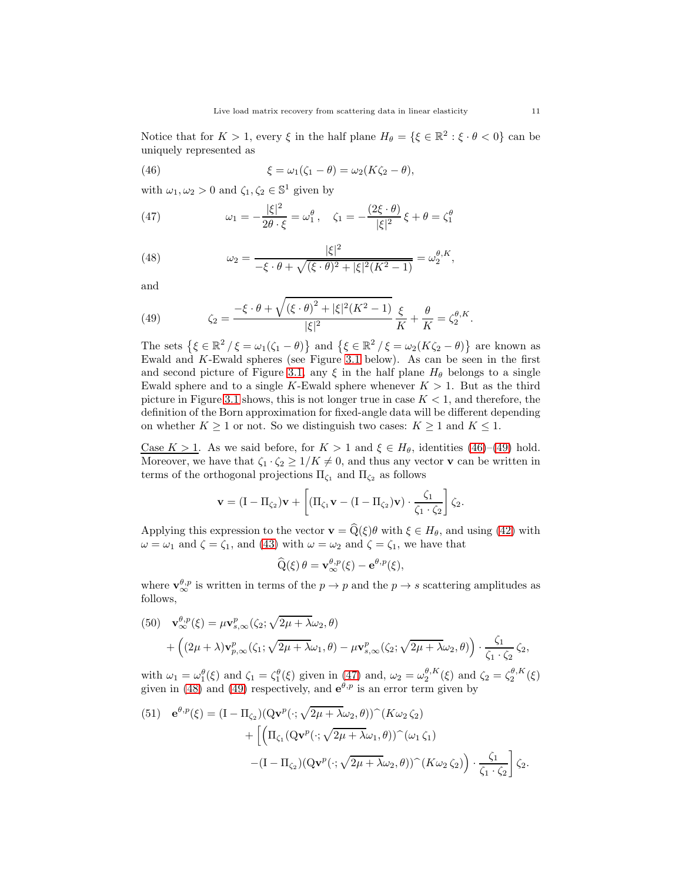Notice that for $K > 1$, every $\xi$ in the half plane $H_\theta = \{\xi \in \mathbb{R}^2 : \xi \cdot \theta < 0\}$ can be uniquely represented as

$$\xi = \omega_1(\zeta_1 - \theta) = \omega_2(K\zeta_2 - \theta), \tag{46}$$

with $\omega_1, \omega_2 > 0$ and $\zeta_1, \zeta_2 \in \mathbb{S}^1$ given by

$$\omega_1 = -\frac{|\xi|^2}{2\theta \cdot \xi} = \omega_1^\theta, \quad \zeta_1 = -\frac{(2\xi \cdot \theta)}{|\xi|^2}\,\xi + \theta = \zeta_1^\theta \tag{47}$$

$$\omega_2 = \frac{|\xi|^2}{-\xi \cdot \theta + \sqrt{(\xi \cdot \theta)^2 + |\xi|^2(K^2 - 1)}} = \omega_2^{\theta,K}, \tag{48}$$

and

$$\zeta_2 = \frac{-\xi \cdot \theta + \sqrt{\left(\xi \cdot \theta\right)^2 + |\xi|^2(K^2 - 1)}}{|\xi|^2}\,\frac{\xi}{K} + \frac{\theta}{K} = \zeta_2^{\theta,K}. \tag{49}$$

The sets $\left\{\xi \in \mathbb{R}^2 \,/\, \xi = \omega_1(\zeta_1 - \theta)\right\}$ and $\left\{\xi \in \mathbb{R}^2 \,/\, \xi = \omega_2(K\zeta_2 - \theta)\right\}$ are known as Ewald and $K$-Ewald spheres (see Figure 3.1 below). As can be seen in the first and second picture of Figure 3.1, any $\xi$ in the half plane $H_\theta$ belongs to a single Ewald sphere and to a single $K$-Ewald sphere whenever $K > 1$. But as the third picture in Figure 3.1 shows, this is not longer true in case $K < 1$, and therefore, the definition of the Born approximation for fixed-angle data will be different depending on whether $K \geq 1$ or not. So we distinguish two cases: $K \geq 1$ and $K \leq 1$.

<u>Case $K > 1$</u>. As we said before, for $K > 1$ and $\xi \in H_\theta$, identities (46)–(49) hold. Moreover, we have that $\zeta_1 \cdot \zeta_2 \geq 1/K \neq 0$, and thus any vector $\mathbf{v}$ can be written in terms of the orthogonal projections $\Pi_{\zeta_1}$ and $\Pi_{\zeta_2}$ as follows

$$\mathbf{v} = (\mathrm{I} - \Pi_{\zeta_2})\mathbf{v} + \left[(\Pi_{\zeta_1}\mathbf{v} - (\mathrm{I} - \Pi_{\zeta_2})\mathbf{v}) \cdot \frac{\zeta_1}{\zeta_1 \cdot \zeta_2}\right]\zeta_2.$$

Applying this expression to the vector $\mathbf{v} = \widehat{\mathrm{Q}}(\xi)\theta$ with $\xi \in H_\theta$, and using (42) with $\omega = \omega_1$ and $\zeta = \zeta_1$, and (43) with $\omega = \omega_2$ and $\zeta = \zeta_1$, we have that

$$\widehat{\mathrm{Q}}(\xi)\,\theta = \mathbf{v}_\infty^{\theta,p}(\xi) - \mathbf{e}^{\theta,p}(\xi),$$

where $\mathbf{v}_\infty^{\theta,p}$ is written in terms of the $p \to p$ and the $p \to s$ scattering amplitudes as follows,

$$\begin{aligned}\mathbf{v}_\infty^{\theta,p}(\xi) &= \mu \mathbf{v}_{s,\infty}^p(\zeta_2; \sqrt{2\mu + \lambda}\omega_2, \theta) \\ &+ \Big((2\mu + \lambda)\mathbf{v}_{p,\infty}^p(\zeta_1; \sqrt{2\mu + \lambda}\omega_1, \theta) - \mu \mathbf{v}_{s,\infty}^p(\zeta_2; \sqrt{2\mu + \lambda}\omega_2, \theta)\Big) \cdot \frac{\zeta_1}{\zeta_1 \cdot \zeta_2}\,\zeta_2,\end{aligned} \tag{50}$$

with $\omega_1 = \omega_1^\theta(\xi)$ and $\zeta_1 = \zeta_1^\theta(\xi)$ given in (47) and, $\omega_2 = \omega_2^{\theta,K}(\xi)$ and $\zeta_2 = \zeta_2^{\theta,K}(\xi)$ given in (48) and (49) respectively, and $\mathbf{e}^{\theta,p}$ is an error term given by

$$\begin{aligned}\mathbf{e}^{\theta,p}(\xi) &= (\mathrm{I} - \Pi_{\zeta_2})(\mathrm{Q}\mathbf{v}^p(\cdot; \sqrt{2\mu + \lambda}\omega_2, \theta))\widehat{\ }(K\omega_2\,\zeta_2) \\ &+ \Big[\Big(\Pi_{\zeta_1}(\mathrm{Q}\mathbf{v}^p(\cdot; \sqrt{2\mu + \lambda}\omega_1, \theta))\widehat{\ }(\omega_1\,\zeta_1) \\ &\quad - (\mathrm{I} - \Pi_{\zeta_2})(\mathrm{Q}\mathbf{v}^p(\cdot; \sqrt{2\mu + \lambda}\omega_2, \theta))\widehat{\ }(K\omega_2\,\zeta_2)\Big) \cdot \frac{\zeta_1}{\zeta_1 \cdot \zeta_2}\Big]\zeta_2.\end{aligned} \tag{51}$$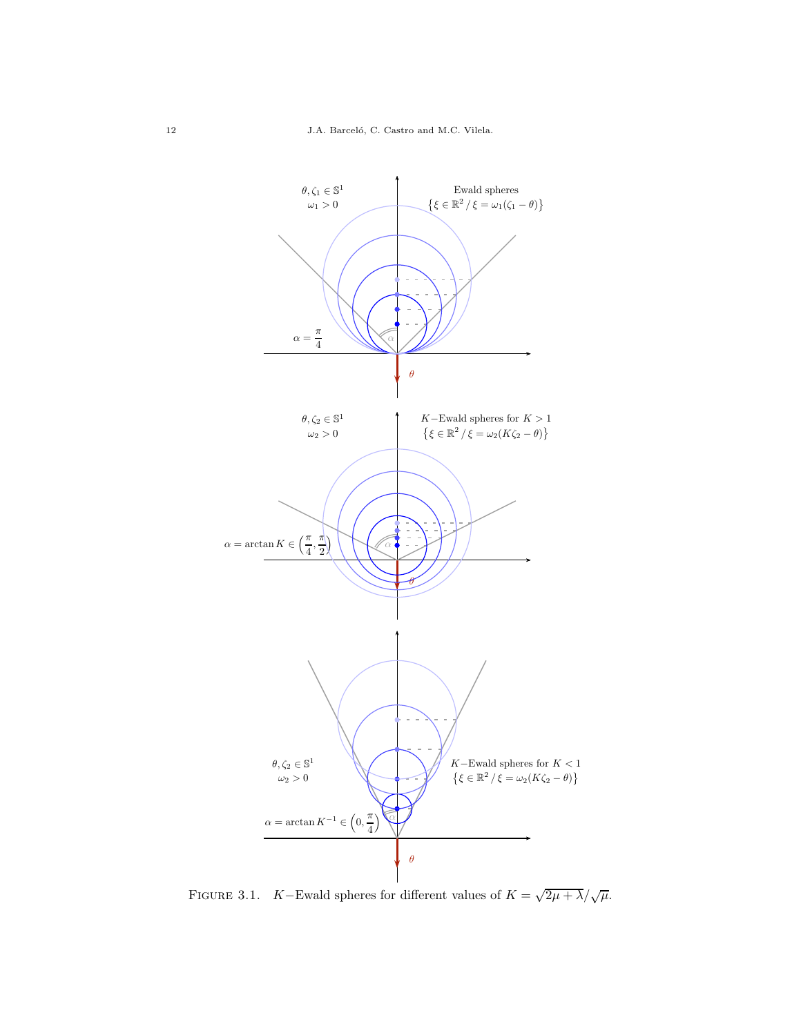FIGURE 3.1. $K-$Ewald spheres for different values of $K = \sqrt{2\mu+\lambda}/\sqrt{\mu}$.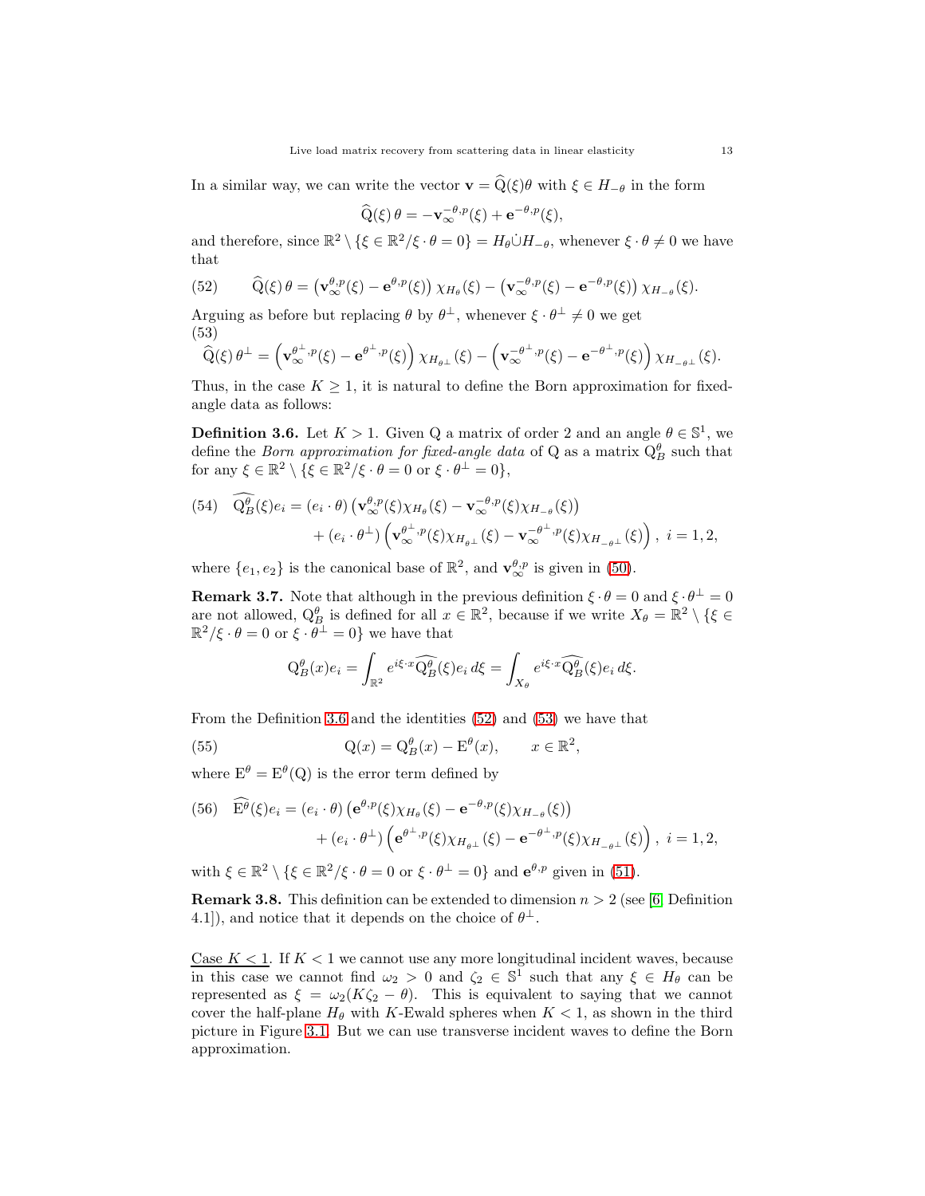In a similar way, we can write the vector $\mathbf{v} = \widehat{\mathrm{Q}}(\xi)\theta$ with $\xi \in H_{-\theta}$ in the form

$$\widehat{\mathrm{Q}}(\xi)\,\theta = -\mathbf{v}_\infty^{-\theta,p}(\xi) + \mathbf{e}^{-\theta,p}(\xi),$$

and therefore, since $\mathbb{R}^2 \setminus \{\xi \in \mathbb{R}^2/\xi \cdot \theta = 0\} = H_\theta \dot{\cup} H_{-\theta}$, whenever $\xi \cdot \theta \neq 0$ we have that

$$\widehat{\mathrm{Q}}(\xi)\,\theta = \left(\mathbf{v}_\infty^{\theta,p}(\xi) - \mathbf{e}^{\theta,p}(\xi)\right)\chi_{H_\theta}(\xi) - \left(\mathbf{v}_\infty^{-\theta,p}(\xi) - \mathbf{e}^{-\theta,p}(\xi)\right)\chi_{H_{-\theta}}(\xi). \tag{52}$$

Arguing as before but replacing $\theta$ by $\theta^\perp$, whenever $\xi \cdot \theta^\perp \neq 0$ we get

$$\widehat{\mathrm{Q}}(\xi)\,\theta^\perp = \left(\mathbf{v}_\infty^{\theta^\perp,p}(\xi) - \mathbf{e}^{\theta^\perp,p}(\xi)\right)\chi_{H_{\theta^\perp}}(\xi) - \left(\mathbf{v}_\infty^{-\theta^\perp,p}(\xi) - \mathbf{e}^{-\theta^\perp,p}(\xi)\right)\chi_{H_{-\theta^\perp}}(\xi). \tag{53}$$

Thus, in the case $K \geq 1$, it is natural to define the Born approximation for fixed-angle data as follows:

**Definition 3.6.** Let $K > 1$. Given Q a matrix of order 2 and an angle $\theta \in \mathbb{S}^1$, we define the *Born approximation for fixed-angle data* of Q as a matrix $\mathrm{Q}_B^\theta$ such that for any $\xi \in \mathbb{R}^2 \setminus \{\xi \in \mathbb{R}^2/\xi \cdot \theta = 0 \text{ or } \xi \cdot \theta^\perp = 0\}$,

$$\begin{aligned}\widehat{\mathrm{Q}_B^\theta}(\xi)e_i = (e_i \cdot \theta)&\left(\mathbf{v}_\infty^{\theta,p}(\xi)\chi_{H_\theta}(\xi) - \mathbf{v}_\infty^{-\theta,p}(\xi)\chi_{H_{-\theta}}(\xi)\right)\\ &+ (e_i \cdot \theta^\perp)\left(\mathbf{v}_\infty^{\theta^\perp,p}(\xi)\chi_{H_{\theta^\perp}}(\xi) - \mathbf{v}_\infty^{-\theta^\perp,p}(\xi)\chi_{H_{-\theta^\perp}}(\xi)\right),\ i = 1, 2,\end{aligned} \tag{54}$$

where $\{e_1, e_2\}$ is the canonical base of $\mathbb{R}^2$, and $\mathbf{v}_\infty^{\theta,p}$ is given in (50).

**Remark 3.7.** Note that although in the previous definition $\xi \cdot \theta = 0$ and $\xi \cdot \theta^\perp = 0$ are not allowed, $\mathrm{Q}_B^\theta$ is defined for all $x \in \mathbb{R}^2$, because if we write $X_\theta = \mathbb{R}^2 \setminus \{\xi \in \mathbb{R}^2/\xi \cdot \theta = 0 \text{ or } \xi \cdot \theta^\perp = 0\}$ we have that

$$\mathrm{Q}_B^\theta(x)e_i = \int_{\mathbb{R}^2} e^{i\xi\cdot x}\widehat{\mathrm{Q}_B^\theta}(\xi)e_i\,d\xi = \int_{X_\theta} e^{i\xi\cdot x}\widehat{\mathrm{Q}_B^\theta}(\xi)e_i\,d\xi.$$

From the Definition 3.6 and the identities (52) and (53) we have that

$$\mathrm{Q}(x) = \mathrm{Q}_B^\theta(x) - \mathrm{E}^\theta(x), \qquad x \in \mathbb{R}^2, \tag{55}$$

where $\mathrm{E}^\theta = \mathrm{E}^\theta(\mathrm{Q})$ is the error term defined by

$$\begin{aligned}\widehat{\mathrm{E}^\theta}(\xi)e_i = (e_i \cdot \theta)&\left(\mathbf{e}^{\theta,p}(\xi)\chi_{H_\theta}(\xi) - \mathbf{e}^{-\theta,p}(\xi)\chi_{H_{-\theta}}(\xi)\right)\\ &+ (e_i \cdot \theta^\perp)\left(\mathbf{e}^{\theta^\perp,p}(\xi)\chi_{H_{\theta^\perp}}(\xi) - \mathbf{e}^{-\theta^\perp,p}(\xi)\chi_{H_{-\theta^\perp}}(\xi)\right),\ i = 1, 2,\end{aligned} \tag{56}$$

with $\xi \in \mathbb{R}^2 \setminus \{\xi \in \mathbb{R}^2/\xi \cdot \theta = 0 \text{ or } \xi \cdot \theta^\perp = 0\}$ and $\mathbf{e}^{\theta,p}$ given in (51).

**Remark 3.8.** This definition can be extended to dimension $n > 2$ (see [6, Definition 4.1]), and notice that it depends on the choice of $\theta^\perp$.

Case $K < 1$. If $K < 1$ we cannot use any more longitudinal incident waves, because in this case we cannot find $\omega_2 > 0$ and $\zeta_2 \in \mathbb{S}^1$ such that any $\xi \in H_\theta$ can be represented as $\xi = \omega_2(K\zeta_2 - \theta)$. This is equivalent to saying that we cannot cover the half-plane $H_\theta$ with $K$-Ewald spheres when $K < 1$, as shown in the third picture in Figure 3.1. But we can use transverse incident waves to define the Born approximation.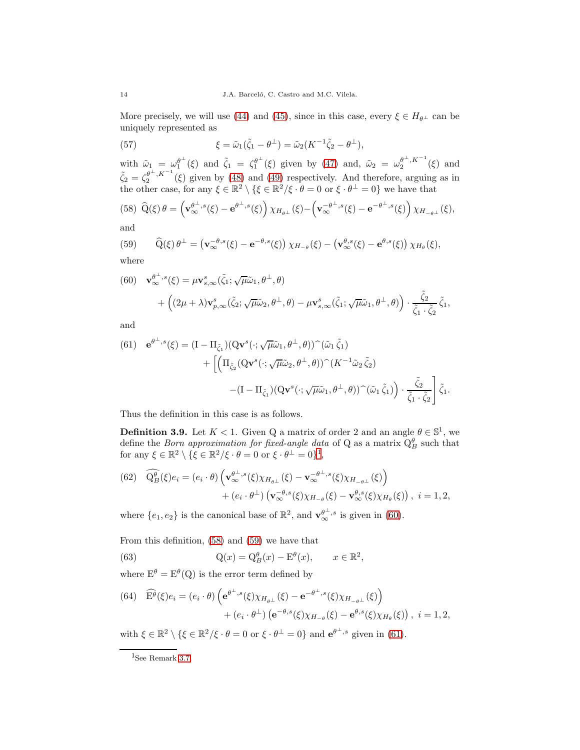More precisely, we will use (44) and (45), since in this case, every $\xi \in H_{\theta^\perp}$ can be uniquely represented as

$$\xi = \tilde{\omega}_1(\tilde{\zeta}_1 - \theta^\perp) = \tilde{\omega}_2(K^{-1}\tilde{\zeta}_2 - \theta^\perp), \tag{57}$$

with $\tilde{\omega}_1 = \omega_1^{\theta^\perp}(\xi)$ and $\tilde{\zeta}_1 = \zeta_1^{\theta^\perp}(\xi)$ given by (47) and, $\tilde{\omega}_2 = \omega_2^{\theta^\perp, K^{-1}}(\xi)$ and $\tilde{\zeta}_2 = \zeta_2^{\theta^\perp, K^{-1}}(\xi)$ given by (48) and (49) respectively. And therefore, arguing as in the other case, for any $\xi \in \mathbb{R}^2 \setminus \{\xi \in \mathbb{R}^2/\xi \cdot \theta = 0 \text{ or } \xi \cdot \theta^\perp = 0\}$ we have that

$$\widehat{\mathrm{Q}}(\xi)\,\theta = \left(\mathbf{v}_\infty^{\theta^\perp, s}(\xi) - \mathbf{e}^{\theta^\perp, s}(\xi)\right)\chi_{H_{\theta^\perp}}(\xi) - \left(\mathbf{v}_\infty^{-\theta^\perp, s}(\xi) - \mathbf{e}^{-\theta^\perp, s}(\xi)\right)\chi_{H_{-\theta^\perp}}(\xi), \tag{58}$$

and

$$\widehat{\mathrm{Q}}(\xi)\,\theta^\perp = \left(\mathbf{v}_\infty^{-\theta, s}(\xi) - \mathbf{e}^{-\theta, s}(\xi)\right)\chi_{H_{-\theta}}(\xi) - \left(\mathbf{v}_\infty^{\theta, s}(\xi) - \mathbf{e}^{\theta, s}(\xi)\right)\chi_{H_{\theta}}(\xi), \tag{59}$$

where

$$\begin{aligned}\mathbf{v}_\infty^{\theta^\perp, s}(\xi) &= \mu \mathbf{v}_{s,\infty}^s(\tilde{\zeta}_1; \sqrt{\mu}\tilde{\omega}_1, \theta^\perp, \theta) \\ &\quad + \left((2\mu+\lambda)\mathbf{v}_{p,\infty}^s(\tilde{\zeta}_2; \sqrt{\mu}\tilde{\omega}_2, \theta^\perp, \theta) - \mu \mathbf{v}_{s,\infty}^s(\tilde{\zeta}_1; \sqrt{\mu}\tilde{\omega}_1, \theta^\perp, \theta)\right) \cdot \frac{\tilde{\zeta}_2}{\tilde{\zeta}_1 \cdot \tilde{\zeta}_2}\,\tilde{\zeta}_1,\end{aligned} \tag{60}$$

and

$$\begin{aligned}\mathbf{e}^{\theta^\perp, s}(\xi) &= (\mathrm{I} - \Pi_{\tilde{\zeta}_1})(\mathrm{Q}\mathbf{v}^s(\cdot; \sqrt{\mu}\tilde{\omega}_1, \theta^\perp, \theta))\widehat{\ }(\tilde{\omega}_1\,\tilde{\zeta}_1) \\ &\quad + \Bigg[\Big(\Pi_{\tilde{\zeta}_2}(\mathrm{Q}\mathbf{v}^s(\cdot; \sqrt{\mu}\tilde{\omega}_2, \theta^\perp, \theta))\widehat{\ }(K^{-1}\tilde{\omega}_2\,\tilde{\zeta}_2) \\ &\qquad - (\mathrm{I} - \Pi_{\tilde{\zeta}_1})(\mathrm{Q}\mathbf{v}^s(\cdot; \sqrt{\mu}\tilde{\omega}_1, \theta^\perp, \theta))\widehat{\ }(\tilde{\omega}_1\,\tilde{\zeta}_1)\Big) \cdot \frac{\tilde{\zeta}_2}{\tilde{\zeta}_1 \cdot \tilde{\zeta}_2}\Bigg]\tilde{\zeta}_1.\end{aligned} \tag{61}$$

Thus the definition in this case is as follows.

**Definition 3.9.** Let $K < 1$. Given Q a matrix of order 2 and an angle $\theta \in \mathbb{S}^1$, we define the *Born approximation for fixed-angle data* of Q as a matrix $\mathrm{Q}_B^\theta$ such that for any $\xi \in \mathbb{R}^2 \setminus \{\xi \in \mathbb{R}^2/\xi \cdot \theta = 0 \text{ or } \xi \cdot \theta^\perp = 0\}$[1],

$$\begin{aligned}\widehat{\mathrm{Q}_B^\theta}(\xi)e_i &= (e_i \cdot \theta)\left(\mathbf{v}_\infty^{\theta^\perp, s}(\xi)\chi_{H_{\theta^\perp}}(\xi) - \mathbf{v}_\infty^{-\theta^\perp, s}(\xi)\chi_{H_{-\theta^\perp}}(\xi)\right) \\ &\quad + (e_i \cdot \theta^\perp)\left(\mathbf{v}_\infty^{-\theta, s}(\xi)\chi_{H_{-\theta}}(\xi) - \mathbf{v}_\infty^{\theta, s}(\xi)\chi_{H_\theta}(\xi)\right),\ i = 1, 2,\end{aligned} \tag{62}$$

where $\{e_1, e_2\}$ is the canonical base of $\mathbb{R}^2$, and $\mathbf{v}_\infty^{\theta^\perp, s}$ is given in (60).

From this definition, (58) and (59) we have that

$$\mathrm{Q}(x) = \mathrm{Q}_B^\theta(x) - \mathrm{E}^\theta(x), \qquad x \in \mathbb{R}^2, \tag{63}$$

where $\mathrm{E}^\theta = \mathrm{E}^\theta(\mathrm{Q})$ is the error term defined by

$$\begin{aligned}\widehat{\mathrm{E}^\theta}(\xi)e_i &= (e_i \cdot \theta)\left(\mathbf{e}^{\theta^\perp, s}(\xi)\chi_{H_{\theta^\perp}}(\xi) - \mathbf{e}^{-\theta^\perp, s}(\xi)\chi_{H_{-\theta^\perp}}(\xi)\right) \\ &\quad + (e_i \cdot \theta^\perp)\left(\mathbf{e}^{-\theta, s}(\xi)\chi_{H_{-\theta}}(\xi) - \mathbf{e}^{\theta, s}(\xi)\chi_{H_\theta}(\xi)\right),\ i = 1, 2,\end{aligned} \tag{64}$$

with $\xi \in \mathbb{R}^2 \setminus \{\xi \in \mathbb{R}^2/\xi \cdot \theta = 0 \text{ or } \xi \cdot \theta^\perp = 0\}$ and $\mathbf{e}^{\theta^\perp, s}$ given in (61).

---

[1] See Remark 3.7.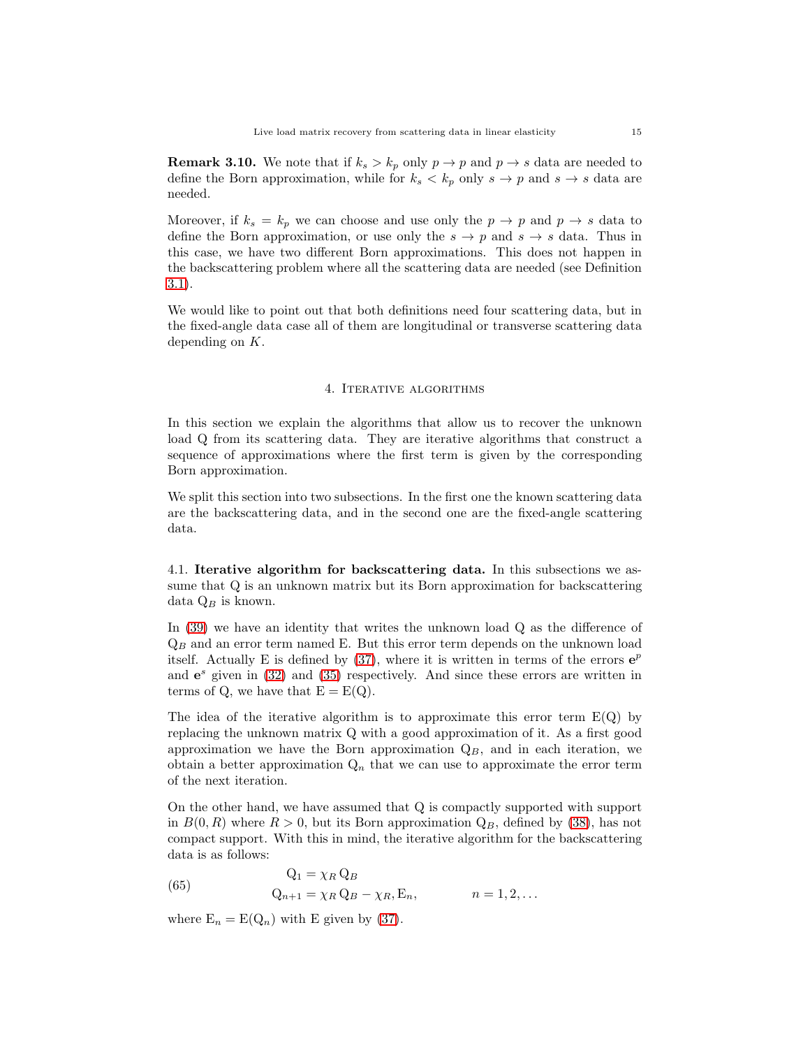**Remark 3.10.** We note that if $k_s > k_p$ only $p \to p$ and $p \to s$ data are needed to define the Born approximation, while for $k_s < k_p$ only $s \to p$ and $s \to s$ data are needed.

Moreover, if $k_s = k_p$ we can choose and use only the $p \to p$ and $p \to s$ data to define the Born approximation, or use only the $s \to p$ and $s \to s$ data. Thus in this case, we have two different Born approximations. This does not happen in the backscattering problem where all the scattering data are needed (see Definition 3.1).

We would like to point out that both definitions need four scattering data, but in the fixed-angle data case all of them are longitudinal or transverse scattering data depending on $K$.

## 4. Iterative algorithms

In this section we explain the algorithms that allow us to recover the unknown load $\mathrm{Q}$ from its scattering data. They are iterative algorithms that construct a sequence of approximations where the first term is given by the corresponding Born approximation.

We split this section into two subsections. In the first one the known scattering data are the backscattering data, and in the second one are the fixed-angle scattering data.

### 4.1. Iterative algorithm for backscattering data.

In this subsections we assume that $\mathrm{Q}$ is an unknown matrix but its Born approximation for backscattering data $\mathrm{Q}_B$ is known.

In (39) we have an identity that writes the unknown load $\mathrm{Q}$ as the difference of $\mathrm{Q}_B$ and an error term named $\mathrm{E}$. But this error term depends on the unknown load itself. Actually $\mathrm{E}$ is defined by (37), where it is written in terms of the errors $\mathbf{e}^p$ and $\mathbf{e}^s$ given in (32) and (35) respectively. And since these errors are written in terms of $\mathrm{Q}$, we have that $\mathrm{E} = \mathrm{E}(\mathrm{Q})$.

The idea of the iterative algorithm is to approximate this error term $\mathrm{E}(\mathrm{Q})$ by replacing the unknown matrix $\mathrm{Q}$ with a good approximation of it. As a first good approximation we have the Born approximation $\mathrm{Q}_B$, and in each iteration, we obtain a better approximation $\mathrm{Q}_n$ that we can use to approximate the error term of the next iteration.

On the other hand, we have assumed that $\mathrm{Q}$ is compactly supported with support in $B(0, R)$ where $R > 0$, but its Born approximation $\mathrm{Q}_B$, defined by (38), has not compact support. With this in mind, the iterative algorithm for the backscattering data is as follows:

$$
\begin{aligned}
&\mathrm{Q}_1 = \chi_R \, \mathrm{Q}_B \\
&\mathrm{Q}_{n+1} = \chi_R \, \mathrm{Q}_B - \chi_R, \mathrm{E}_n, \qquad n = 1, 2, \dots
\end{aligned}
\tag{65}
$$

where $\mathrm{E}_n = \mathrm{E}(\mathrm{Q}_n)$ with $\mathrm{E}$ given by (37).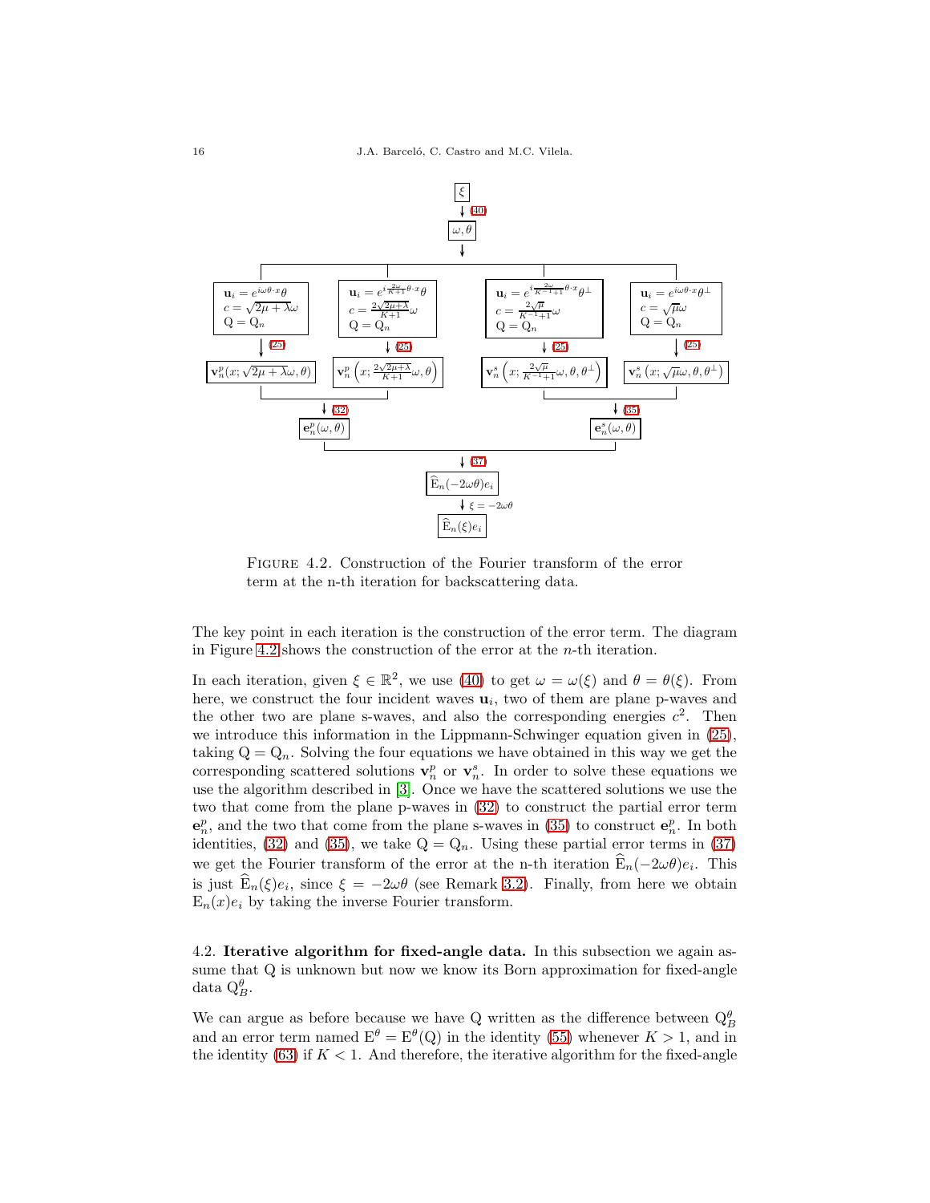$$
\begin{array}{c}
\boxed{\xi} \\
\downarrow (40) \\
\boxed{\omega, \theta}
\end{array}
$$

| $\mathbf{u}_i = e^{i\omega\theta\cdot x}\theta$, $c=\sqrt{2\mu+\lambda}\,\omega$, $\mathrm{Q}=\mathrm{Q}_n$ | $\mathbf{u}_i = e^{i\frac{2\omega}{K+1}\theta\cdot x}\theta$, $c=\frac{2\sqrt{2\mu+\lambda}}{K+1}\omega$, $\mathrm{Q}=\mathrm{Q}_n$ | $\mathbf{u}_i = e^{i\frac{2\omega}{K^{-1}+1}\theta\cdot x}\theta^\perp$, $c=\frac{2\sqrt{\mu}}{K^{-1}+1}\omega$, $\mathrm{Q}=\mathrm{Q}_n$ | $\mathbf{u}_i = e^{i\omega\theta\cdot x}\theta^\perp$, $c=\sqrt{\mu}\,\omega$, $\mathrm{Q}=\mathrm{Q}_n$ |
|---|---|---|---|
| $\downarrow$ (25) | $\downarrow$ (25) | $\downarrow$ (25) | $\downarrow$ (25) |
| $\mathbf{v}_n^p(x;\sqrt{2\mu+\lambda}\,\omega,\theta)$ | $\mathbf{v}_n^p\left(x;\frac{2\sqrt{2\mu+\lambda}}{K+1}\omega,\theta\right)$ | $\mathbf{v}_n^s\left(x;\frac{2\sqrt{\mu}}{K^{-1}+1}\omega,\theta,\theta^\perp\right)$ | $\mathbf{v}_n^s\left(x;\sqrt{\mu}\,\omega,\theta,\theta^\perp\right)$ |
| $\downarrow$ (32) $\mathbf{e}_n^p(\omega,\theta)$ | | $\downarrow$ (35) $\mathbf{e}_n^s(\omega,\theta)$ | |

$$
\begin{array}{c}
\downarrow (37) \\
\boxed{\widehat{\mathrm{E}}_n(-2\omega\theta)e_i} \\
\downarrow \xi=-2\omega\theta \\
\boxed{\widehat{\mathrm{E}}_n(\xi)e_i}
\end{array}
$$

Figure 4.2. Construction of the Fourier transform of the error term at the n-th iteration for backscattering data.

The key point in each iteration is the construction of the error term. The diagram in Figure 4.2 shows the construction of the error at the $n$-th iteration.

In each iteration, given $\xi \in \mathbb{R}^2$, we use (40) to get $\omega = \omega(\xi)$ and $\theta = \theta(\xi)$. From here, we construct the four incident waves $\mathbf{u}_i$, two of them are plane p-waves and the other two are plane s-waves, and also the corresponding energies $c^2$. Then we introduce this information in the Lippmann-Schwinger equation given in (25), taking $\mathrm{Q} = \mathrm{Q}_n$. Solving the four equations we have obtained in this way we get the corresponding scattered solutions $\mathbf{v}_n^p$ or $\mathbf{v}_n^s$. In order to solve these equations we use the algorithm described in [3]. Once we have the scattered solutions we use the two that come from the plane p-waves in (32) to construct the partial error term $\mathbf{e}_n^p$, and the two that come from the plane s-waves in (35) to construct $\mathbf{e}_n^p$. In both identities, (32) and (35), we take $\mathrm{Q} = \mathrm{Q}_n$. Using these partial error terms in (37) we get the Fourier transform of the error at the n-th iteration $\widehat{\mathrm{E}}_n(-2\omega\theta)e_i$. This is just $\widehat{\mathrm{E}}_n(\xi)e_i$, since $\xi = -2\omega\theta$ (see Remark 3.2). Finally, from here we obtain $\mathrm{E}_n(x)e_i$ by taking the inverse Fourier transform.

## 4.2. Iterative algorithm for fixed-angle data.

In this subsection we again assume that Q is unknown but now we know its Born approximation for fixed-angle data $\mathrm{Q}_B^\theta$.

We can argue as before because we have Q written as the difference between $\mathrm{Q}_B^\theta$ and an error term named $\mathrm{E}^\theta = \mathrm{E}^\theta(\mathrm{Q})$ in the identity (55) whenever $K > 1$, and in the identity (63) if $K < 1$. And therefore, the iterative algorithm for the fixed-angle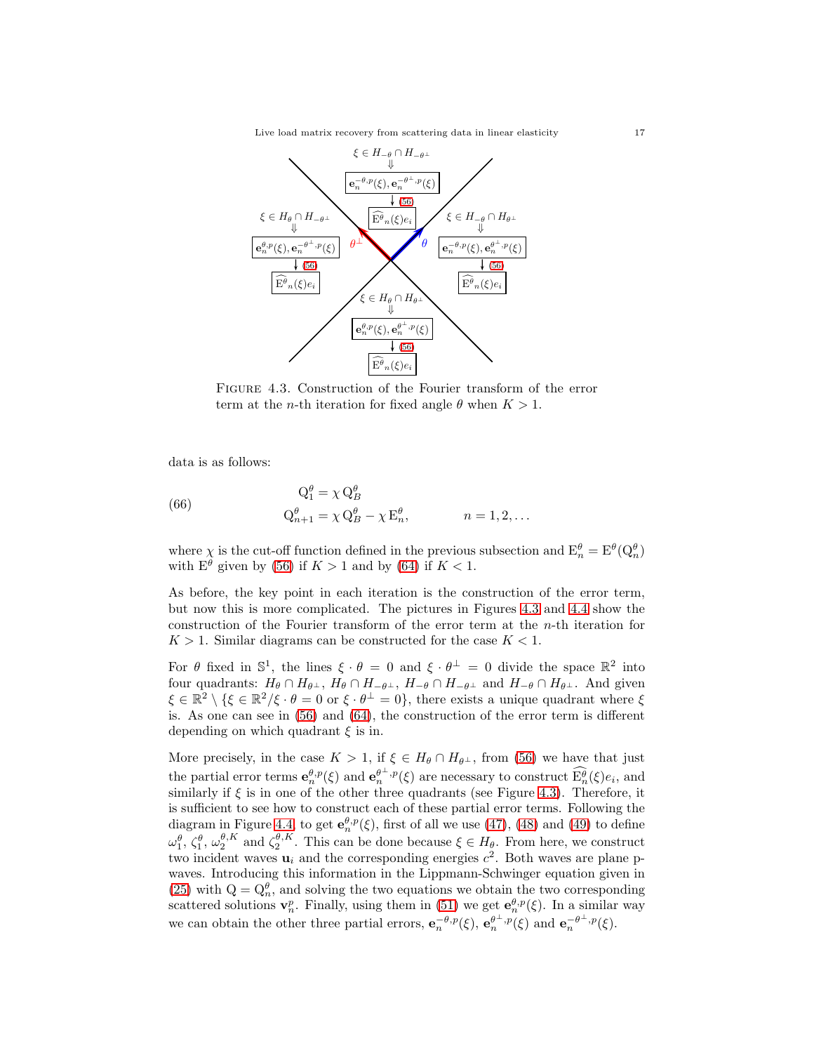FIGURE 4.3. Construction of the Fourier transform of the error term at the $n$-th iteration for fixed angle $\theta$ when $K > 1$.

data is as follows:

$$
\begin{aligned}
\mathrm{Q}_1^\theta &= \chi\, \mathrm{Q}_B^\theta \\
\mathrm{Q}_{n+1}^\theta &= \chi\, \mathrm{Q}_B^\theta - \chi\, \mathrm{E}_n^\theta, \qquad\qquad n = 1, 2, \dots
\end{aligned}
\tag{66}
$$

where $\chi$ is the cut-off function defined in the previous subsection and $\mathrm{E}_n^\theta = \mathrm{E}^\theta(\mathrm{Q}_n^\theta)$ with $\mathrm{E}^\theta$ given by (56) if $K > 1$ and by (64) if $K < 1$.

As before, the key point in each iteration is the construction of the error term, but now this is more complicated. The pictures in Figures 4.3 and 4.4 show the construction of the Fourier transform of the error term at the $n$-th iteration for $K > 1$. Similar diagrams can be constructed for the case $K < 1$.

For $\theta$ fixed in $\mathbb{S}^1$, the lines $\xi \cdot \theta = 0$ and $\xi \cdot \theta^\perp = 0$ divide the space $\mathbb{R}^2$ into four quadrants: $H_\theta \cap H_{\theta^\perp}$, $H_\theta \cap H_{-\theta^\perp}$, $H_{-\theta} \cap H_{-\theta^\perp}$ and $H_{-\theta} \cap H_{\theta^\perp}$. And given $\xi \in \mathbb{R}^2 \setminus \{\xi \in \mathbb{R}^2 / \xi \cdot \theta = 0 \text{ or } \xi \cdot \theta^\perp = 0\}$, there exists a unique quadrant where $\xi$ is. As one can see in (56) and (64), the construction of the error term is different depending on which quadrant $\xi$ is in.

More precisely, in the case $K > 1$, if $\xi \in H_\theta \cap H_{\theta^\perp}$, from (56) we have that just the partial error terms $\mathbf{e}_n^{\theta,p}(\xi)$ and $\mathbf{e}_n^{\theta^\perp,p}(\xi)$ are necessary to construct $\widehat{\mathrm{E}_n^\theta}(\xi) e_i$, and similarly if $\xi$ is in one of the other three quadrants (see Figure 4.3). Therefore, it is sufficient to see how to construct each of these partial error terms. Following the diagram in Figure 4.4, to get $\mathbf{e}_n^{\theta,p}(\xi)$, first of all we use (47), (48) and (49) to define $\omega_1^\theta$, $\zeta_1^\theta$, $\omega_2^{\theta,K}$ and $\zeta_2^{\theta,K}$. This can be done because $\xi \in H_\theta$. From here, we construct two incident waves $\mathbf{u}_i$ and the corresponding energies $c^2$. Both waves are plane p-waves. Introducing this information in the Lippmann-Schwinger equation given in (25) with $\mathrm{Q} = \mathrm{Q}_n^\theta$, and solving the two equations we obtain the two corresponding scattered solutions $\mathbf{v}_n^p$. Finally, using them in (51) we get $\mathbf{e}_n^{\theta,p}(\xi)$. In a similar way we can obtain the other three partial errors, $\mathbf{e}_n^{-\theta,p}(\xi)$, $\mathbf{e}_n^{\theta^\perp,p}(\xi)$ and $\mathbf{e}_n^{-\theta^\perp,p}(\xi)$.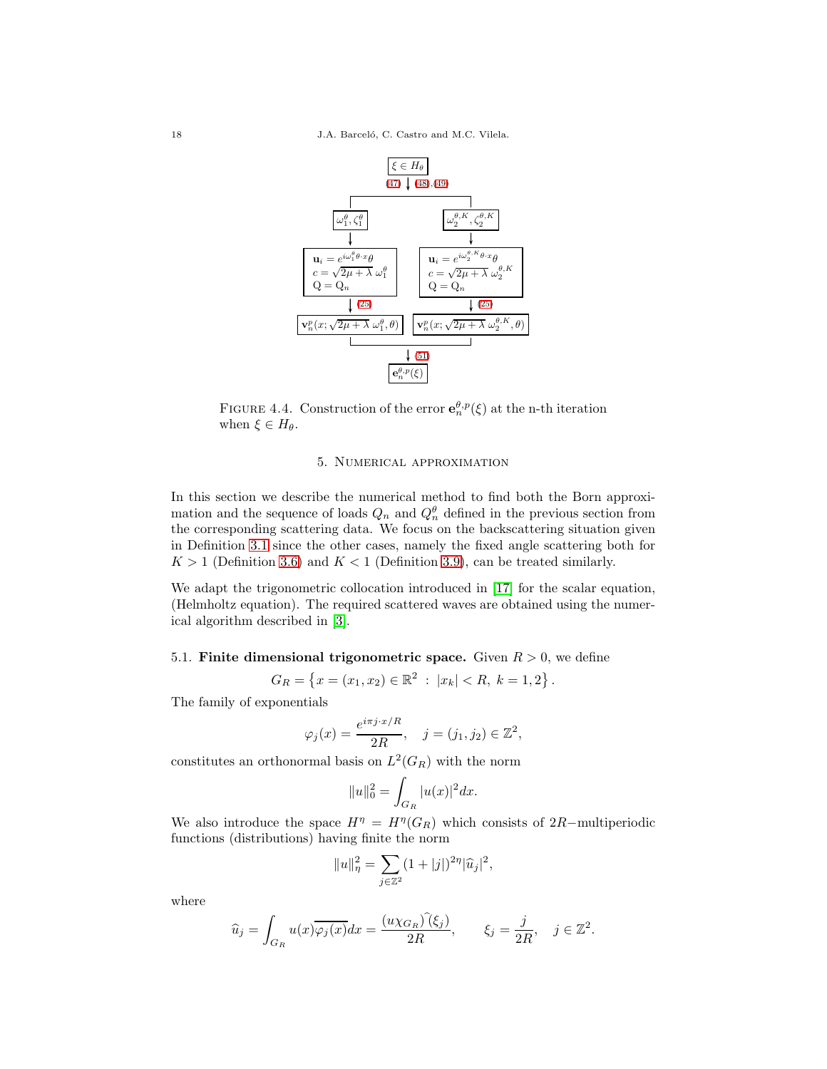FIGURE 4.4. Construction of the error $\mathbf{e}_n^{\theta,p}(\xi)$ at the n-th iteration when $\xi \in H_\theta$.

## 5. Numerical approximation

In this section we describe the numerical method to find both the Born approximation and the sequence of loads $Q_n$ and $Q_n^\theta$ defined in the previous section from the corresponding scattering data. We focus on the backscattering situation given in Definition 3.1 since the other cases, namely the fixed angle scattering both for $K > 1$ (Definition 3.6) and $K < 1$ (Definition 3.9), can be treated similarly.

We adapt the trigonometric collocation introduced in [17] for the scalar equation, (Helmholtz equation). The required scattered waves are obtained using the numerical algorithm described in [3].

### 5.1. Finite dimensional trigonometric space.

Given $R > 0$, we define

$$G_R = \left\{ x = (x_1, x_2) \in \mathbb{R}^2 \; : \; |x_k| < R, \; k = 1, 2 \right\}.$$

The family of exponentials

$$\varphi_j(x) = \frac{e^{i\pi j \cdot x / R}}{2R}, \quad j = (j_1, j_2) \in \mathbb{Z}^2,$$

constitutes an orthonormal basis on $L^2(G_R)$ with the norm

$$\|u\|_0^2 = \int_{G_R} |u(x)|^2 dx.$$

We also introduce the space $H^\eta = H^\eta(G_R)$ which consists of $2R-$multiperiodic functions (distributions) having finite the norm

$$\|u\|_\eta^2 = \sum_{j \in \mathbb{Z}^2} (1 + |j|)^{2\eta} |\widehat{u}_j|^2,$$

where

$$\widehat{u}_j = \int_{G_R} u(x) \overline{\varphi_j(x)} dx = \frac{\widehat{(u \chi_{G_R})}(\xi_j)}{2R}, \qquad \xi_j = \frac{j}{2R}, \quad j \in \mathbb{Z}^2.$$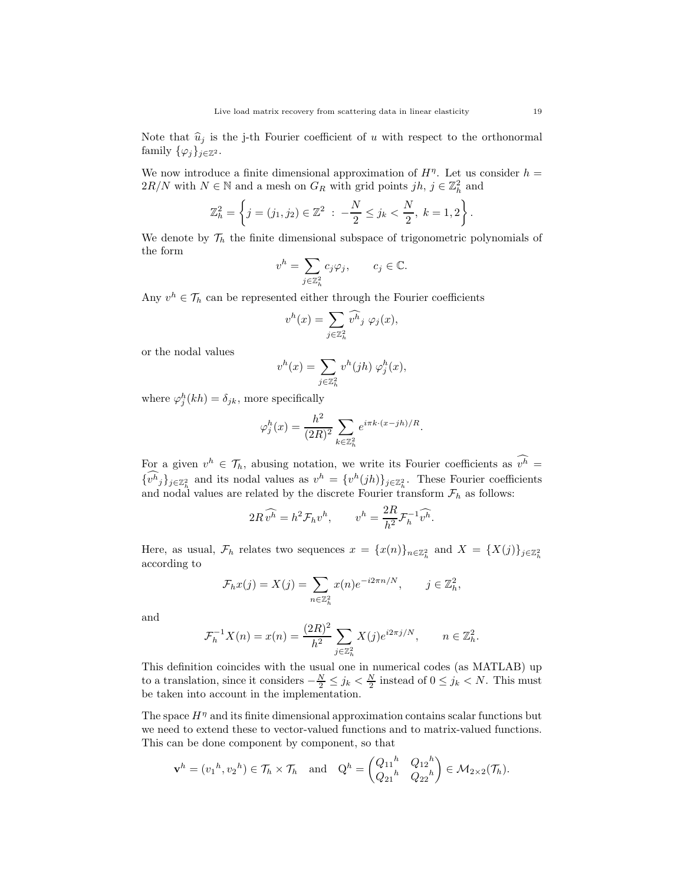Note that $\widehat{u}_j$ is the j-th Fourier coefficient of $u$ with respect to the orthonormal family $\{\varphi_j\}_{j\in\mathbb{Z}^2}$.

We now introduce a finite dimensional approximation of $H^\eta$. Let us consider $h = 2R/N$ with $N \in \mathbb{N}$ and a mesh on $G_R$ with grid points $jh$, $j \in \mathbb{Z}_h^2$ and

$$\mathbb{Z}_h^2 = \left\{ j = (j_1, j_2) \in \mathbb{Z}^2 \ : \ -\frac{N}{2} \leq j_k < \frac{N}{2}, \ k = 1, 2 \right\}.$$

We denote by $\mathcal{T}_h$ the finite dimensional subspace of trigonometric polynomials of the form

$$v^h = \sum_{j\in\mathbb{Z}_h^2} c_j \varphi_j, \qquad c_j \in \mathbb{C}.$$

Any $v^h \in \mathcal{T}_h$ can be represented either through the Fourier coefficients

$$v^h(x) = \sum_{j\in\mathbb{Z}_h^2} \widehat{v^h}_j \ \varphi_j(x),$$

or the nodal values

$$v^h(x) = \sum_{j\in\mathbb{Z}_h^2} v^h(jh) \ \varphi_j^h(x),$$

where $\varphi_j^h(kh) = \delta_{jk}$, more specifically

$$\varphi_j^h(x) = \frac{h^2}{(2R)^2} \sum_{k\in\mathbb{Z}_h^2} e^{i\pi k\cdot(x-jh)/R}.$$

For a given $v^h \in \mathcal{T}_h$, abusing notation, we write its Fourier coefficients as $\widehat{v^h} = \{\widehat{v^h}_j\}_{j\in\mathbb{Z}_h^2}$ and its nodal values as $v^h = \{v^h(jh)\}_{j\in\mathbb{Z}_h^2}$. These Fourier coefficients and nodal values are related by the discrete Fourier transform $\mathcal{F}_h$ as follows:

$$2R\,\widehat{v^h} = h^2 \mathcal{F}_h v^h, \qquad v^h = \frac{2R}{h^2}\mathcal{F}_h^{-1}\widehat{v^h}.$$

Here, as usual, $\mathcal{F}_h$ relates two sequences $x = \{x(n)\}_{n\in\mathbb{Z}_h^2}$ and $X = \{X(j)\}_{j\in\mathbb{Z}_h^2}$ according to

$$\mathcal{F}_h x(j) = X(j) = \sum_{n\in\mathbb{Z}_h^2} x(n) e^{-i2\pi n/N}, \qquad j \in \mathbb{Z}_h^2,$$

and

$$\mathcal{F}_h^{-1} X(n) = x(n) = \frac{(2R)^2}{h^2} \sum_{j\in\mathbb{Z}_h^2} X(j) e^{i2\pi j/N}, \qquad n \in \mathbb{Z}_h^2.$$

This definition coincides with the usual one in numerical codes (as MATLAB) up to a translation, since it considers $-\frac{N}{2} \leq j_k < \frac{N}{2}$ instead of $0 \leq j_k < N$. This must be taken into account in the implementation.

The space $H^\eta$ and its finite dimensional approximation contains scalar functions but we need to extend these to vector-valued functions and to matrix-valued functions. This can be done component by component, so that

$$\mathbf{v}^h = ({v_1}^h, {v_2}^h) \in \mathcal{T}_h \times \mathcal{T}_h \quad \text{and} \quad \mathrm{Q}^h = \begin{pmatrix} {Q_{11}}^h & {Q_{12}}^h \\ {Q_{21}}^h & {Q_{22}}^h \end{pmatrix} \in \mathcal{M}_{2\times 2}(\mathcal{T}_h).$$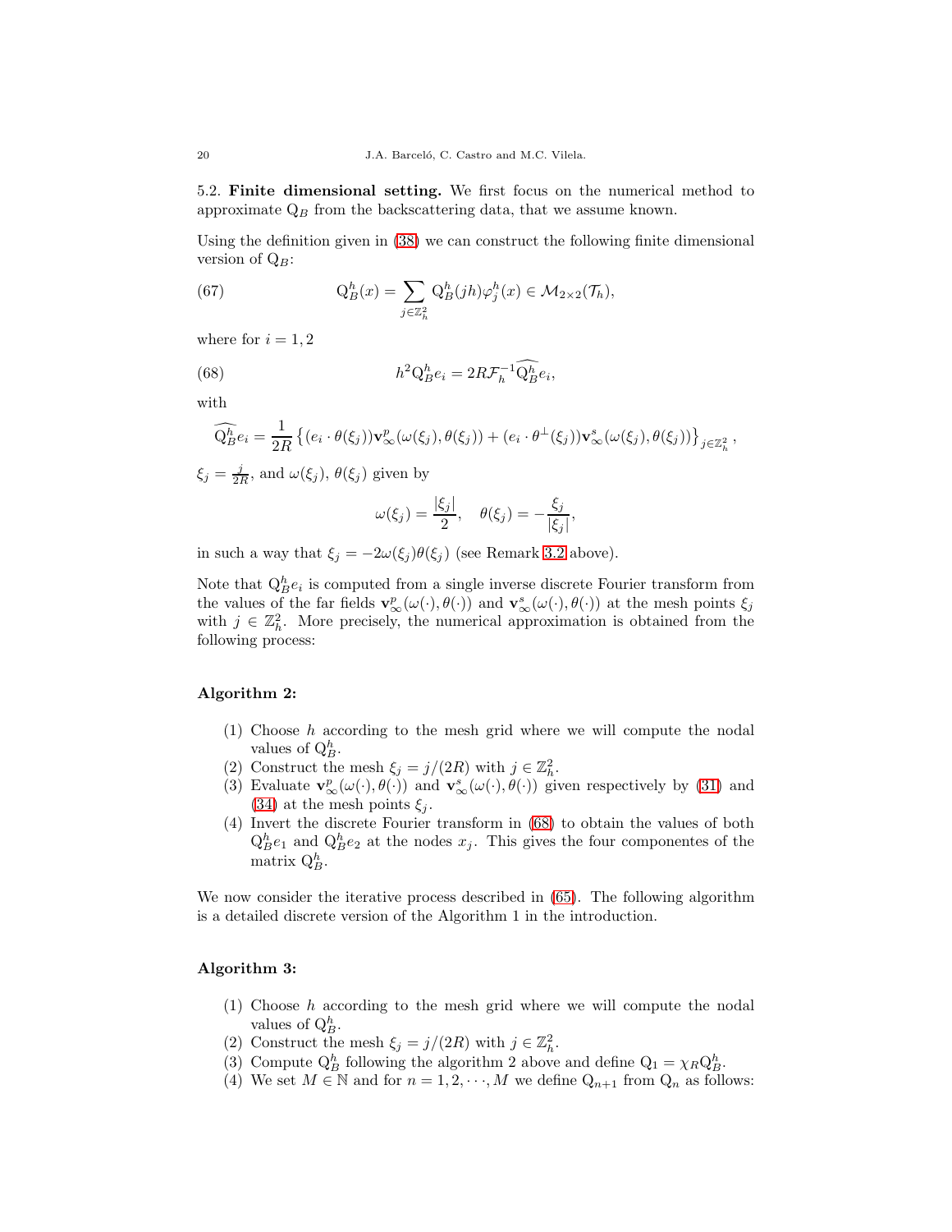5.2. **Finite dimensional setting.** We first focus on the numerical method to approximate $\mathrm{Q}_B$ from the backscattering data, that we assume known.

Using the definition given in (38) we can construct the following finite dimensional version of $\mathrm{Q}_B$:

$$\mathrm{Q}_B^h(x) = \sum_{j\in\mathbb{Z}_h^2} \mathrm{Q}_B^h(jh)\varphi_j^h(x) \in \mathcal{M}_{2\times 2}(\mathcal{T}_h), \tag{67}$$

where for $i = 1, 2$

$$h^2 \mathrm{Q}_B^h e_i = 2R\mathcal{F}_h^{-1}\widehat{\mathrm{Q}_B^h} e_i, \tag{68}$$

with

$$\widehat{\mathrm{Q}_B^h} e_i = \frac{1}{2R}\left\{ (e_i\cdot\theta(\xi_j))\mathbf{v}_\infty^p(\omega(\xi_j),\theta(\xi_j)) + (e_i\cdot\theta^\perp(\xi_j))\mathbf{v}_\infty^s(\omega(\xi_j),\theta(\xi_j)) \right\}_{j\in\mathbb{Z}_h^2},$$

$\xi_j = \frac{j}{2R}$, and $\omega(\xi_j)$, $\theta(\xi_j)$ given by

$$\omega(\xi_j) = \frac{|\xi_j|}{2}, \quad \theta(\xi_j) = -\frac{\xi_j}{|\xi_j|},$$

in such a way that $\xi_j = -2\omega(\xi_j)\theta(\xi_j)$ (see Remark 3.2 above).

Note that $\mathrm{Q}_B^h e_i$ is computed from a single inverse discrete Fourier transform from the values of the far fields $\mathbf{v}_\infty^p(\omega(\cdot),\theta(\cdot))$ and $\mathbf{v}_\infty^s(\omega(\cdot),\theta(\cdot))$ at the mesh points $\xi_j$ with $j \in \mathbb{Z}_h^2$. More precisely, the numerical approximation is obtained from the following process:

**Algorithm 2:**

(1) Choose $h$ according to the mesh grid where we will compute the nodal values of $\mathrm{Q}_B^h$.
(2) Construct the mesh $\xi_j = j/(2R)$ with $j \in \mathbb{Z}_h^2$.
(3) Evaluate $\mathbf{v}_\infty^p(\omega(\cdot),\theta(\cdot))$ and $\mathbf{v}_\infty^s(\omega(\cdot),\theta(\cdot))$ given respectively by (31) and (34) at the mesh points $\xi_j$.
(4) Invert the discrete Fourier transform in (68) to obtain the values of both $\mathrm{Q}_B^h e_1$ and $\mathrm{Q}_B^h e_2$ at the nodes $x_j$. This gives the four componentes of the matrix $\mathrm{Q}_B^h$.

We now consider the iterative process described in (65). The following algorithm is a detailed discrete version of the Algorithm 1 in the introduction.

**Algorithm 3:**

(1) Choose $h$ according to the mesh grid where we will compute the nodal values of $\mathrm{Q}_B^h$.
(2) Construct the mesh $\xi_j = j/(2R)$ with $j \in \mathbb{Z}_h^2$.
(3) Compute $\mathrm{Q}_B^h$ following the algorithm 2 above and define $\mathrm{Q}_1 = \chi_R \mathrm{Q}_B^h$.
(4) We set $M \in \mathbb{N}$ and for $n = 1, 2, \cdots, M$ we define $\mathrm{Q}_{n+1}$ from $\mathrm{Q}_n$ as follows: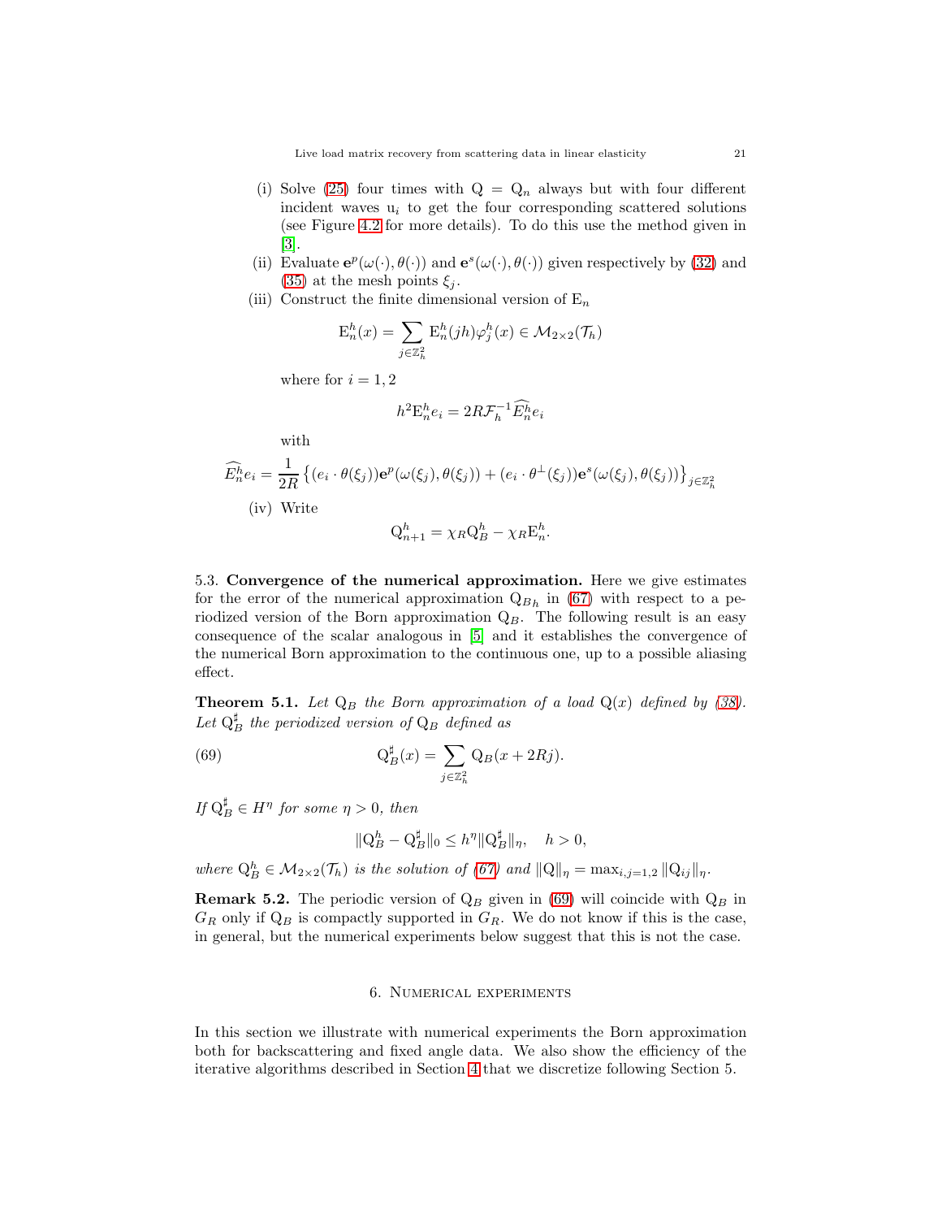(i) Solve (25) four times with $\mathrm{Q} = \mathrm{Q}_n$ always but with four different incident waves $\mathrm{u}_i$ to get the four corresponding scattered solutions (see Figure 4.2 for more details). To do this use the method given in [3].

(ii) Evaluate $\mathbf{e}^p(\omega(\cdot), \theta(\cdot))$ and $\mathbf{e}^s(\omega(\cdot), \theta(\cdot))$ given respectively by (32) and (35) at the mesh points $\xi_j$.

(iii) Construct the finite dimensional version of $\mathrm{E}_n$

$$\mathrm{E}_n^h(x) = \sum_{j\in\mathbb{Z}_h^2} \mathrm{E}_n^h(jh)\varphi_j^h(x) \in \mathcal{M}_{2\times 2}(\mathcal{T}_h)$$

where for $i = 1, 2$

$$h^2 \mathrm{E}_n^h e_i = 2R\mathcal{F}_h^{-1}\widehat{E_n^h} e_i$$

with

$$\widehat{E_n^h} e_i = \frac{1}{2R}\left\{(e_i \cdot \theta(\xi_j))\mathbf{e}^p(\omega(\xi_j), \theta(\xi_j)) + (e_i \cdot \theta^\perp(\xi_j))\mathbf{e}^s(\omega(\xi_j), \theta(\xi_j))\right\}_{j\in\mathbb{Z}_h^2}$$

(iv) Write

$$\mathrm{Q}_{n+1}^h = \chi_R \mathrm{Q}_B^h - \chi_R \mathrm{E}_n^h.$$

## 5.3. Convergence of the numerical approximation.

Here we give estimates for the error of the numerical approximation $\mathrm{Q}_{B_h}$ in (67) with respect to a periodized version of the Born approximation $\mathrm{Q}_B$. The following result is an easy consequence of the scalar analogous in [5] and it establishes the convergence of the numerical Born approximation to the continuous one, up to a possible aliasing effect.

**Theorem 5.1.** *Let $\mathrm{Q}_B$ the Born approximation of a load $\mathrm{Q}(x)$ defined by (38). Let $\mathrm{Q}_B^\sharp$ the periodized version of $\mathrm{Q}_B$ defined as*

$$\mathrm{Q}_B^\sharp(x) = \sum_{j\in\mathbb{Z}_h^2} \mathrm{Q}_B(x + 2Rj). \tag{69}$$

*If $\mathrm{Q}_B^\sharp \in H^\eta$ for some $\eta > 0$, then*

$$\|\mathrm{Q}_B^h - \mathrm{Q}_B^\sharp\|_0 \le h^\eta \|\mathrm{Q}_B^\sharp\|_\eta, \quad h > 0,$$

*where $\mathrm{Q}_B^h \in \mathcal{M}_{2\times 2}(\mathcal{T}_h)$ is the solution of (67) and $\|\mathrm{Q}\|_\eta = \max_{i,j=1,2}\|\mathrm{Q}_{ij}\|_\eta$.*

**Remark 5.2.** The periodic version of $\mathrm{Q}_B$ given in (69) will coincide with $\mathrm{Q}_B$ in $G_R$ only if $\mathrm{Q}_B$ is compactly supported in $G_R$. We do not know if this is the case, in general, but the numerical experiments below suggest that this is not the case.

# 6. Numerical experiments

In this section we illustrate with numerical experiments the Born approximation both for backscattering and fixed angle data. We also show the efficiency of the iterative algorithms described in Section 4 that we discretize following Section 5.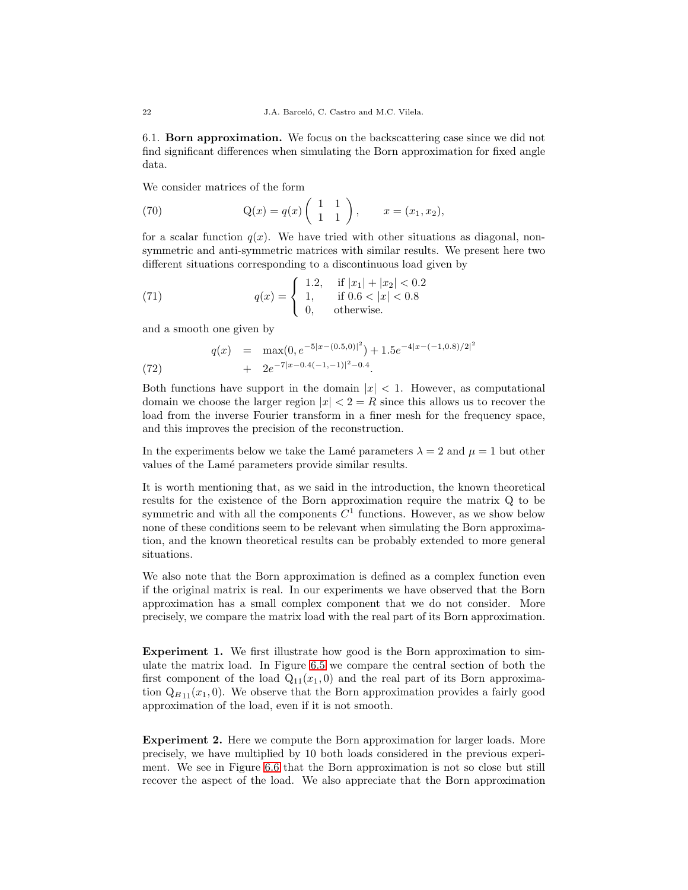### 6.1. **Born approximation.**

We focus on the backscattering case since we did not find significant differences when simulating the Born approximation for fixed angle data.

We consider matrices of the form

$$
\mathrm{Q}(x) = q(x) \begin{pmatrix} 1 & 1 \\ 1 & 1 \end{pmatrix}, \qquad x = (x_1, x_2), \tag{70}
$$

for a scalar function $q(x)$. We have tried with other situations as diagonal, non-symmetric and anti-symmetric matrices with similar results. We present here two different situations corresponding to a discontinuous load given by

$$
q(x) = \begin{cases} 1.2, & \text{if } |x_1| + |x_2| < 0.2 \\ 1, & \text{if } 0.6 < |x| < 0.8 \\ 0, & \text{otherwise.} \end{cases} \tag{71}
$$

and a smooth one given by

$$
\begin{aligned}
q(x) &= \max(0, e^{-5|x-(0.5,0)|^2}) + 1.5e^{-4|x-(-1,0.8)/2|^2} \\
&+ 2e^{-7|x-0.4(-1,-1)|^2-0.4}.
\end{aligned} \tag{72}
$$

Both functions have support in the domain $|x| < 1$. However, as computational domain we choose the larger region $|x| < 2 = R$ since this allows us to recover the load from the inverse Fourier transform in a finer mesh for the frequency space, and this improves the precision of the reconstruction.

In the experiments below we take the Lamé parameters $\lambda = 2$ and $\mu = 1$ but other values of the Lamé parameters provide similar results.

It is worth mentioning that, as we said in the introduction, the known theoretical results for the existence of the Born approximation require the matrix Q to be symmetric and with all the components $C^1$ functions. However, as we show below none of these conditions seem to be relevant when simulating the Born approximation, and the known theoretical results can be probably extended to more general situations.

We also note that the Born approximation is defined as a complex function even if the original matrix is real. In our experiments we have observed that the Born approximation has a small complex component that we do not consider. More precisely, we compare the matrix load with the real part of its Born approximation.

**Experiment 1.** We first illustrate how good is the Born approximation to simulate the matrix load. In Figure 6.5 we compare the central section of both the first component of the load $\mathrm{Q}_{11}(x_1, 0)$ and the real part of its Born approximation $\mathrm{Q}_{B11}(x_1, 0)$. We observe that the Born approximation provides a fairly good approximation of the load, even if it is not smooth.

**Experiment 2.** Here we compute the Born approximation for larger loads. More precisely, we have multiplied by 10 both loads considered in the previous experiment. We see in Figure 6.6 that the Born approximation is not so close but still recover the aspect of the load. We also appreciate that the Born approximation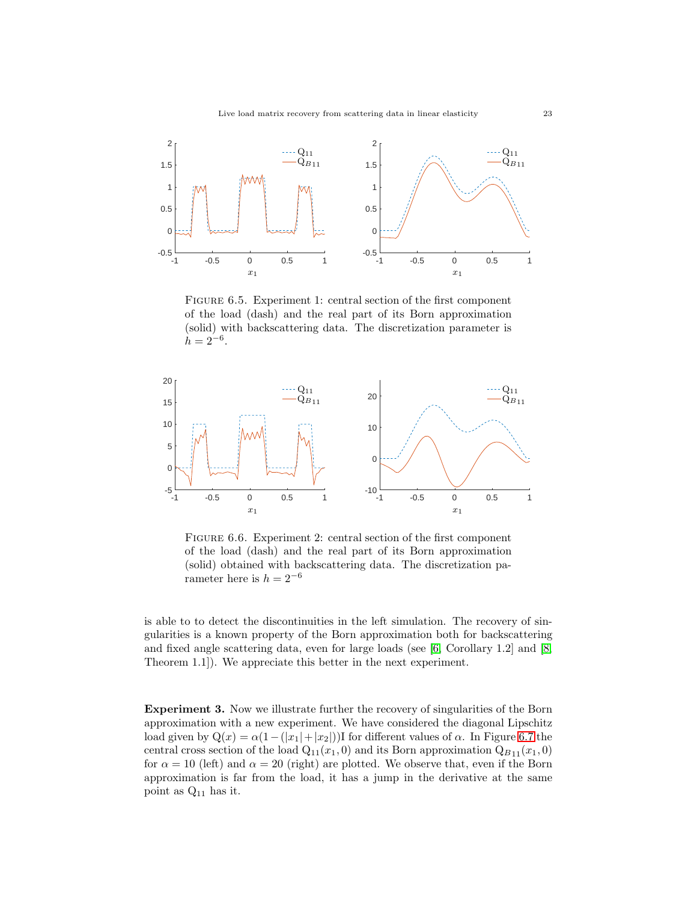FIGURE 6.5. Experiment 1: central section of the first component of the load (dash) and the real part of its Born approximation (solid) with backscattering data. The discretization parameter is $h = 2^{-6}$.

FIGURE 6.6. Experiment 2: central section of the first component of the load (dash) and the real part of its Born approximation (solid) obtained with backscattering data. The discretization parameter here is $h = 2^{-6}$

is able to to detect the discontinuities in the left simulation. The recovery of singularities is a known property of the Born approximation both for backscattering and fixed angle scattering data, even for large loads (see [6, Corollary 1.2] and [8, Theorem 1.1]). We appreciate this better in the next experiment.

**Experiment 3.** Now we illustrate further the recovery of singularities of the Born approximation with a new experiment. We have considered the diagonal Lipschitz load given by $\mathrm{Q}(x) = \alpha(1-(|x_1|+|x_2|))\mathrm{I}$ for different values of $\alpha$. In Figure 6.7 the central cross section of the load $\mathrm{Q}_{11}(x_1, 0)$ and its Born approximation $\mathrm{Q}_{B11}(x_1, 0)$ for $\alpha = 10$ (left) and $\alpha = 20$ (right) are plotted. We observe that, even if the Born approximation is far from the load, it has a jump in the derivative at the same point as $\mathrm{Q}_{11}$ has it.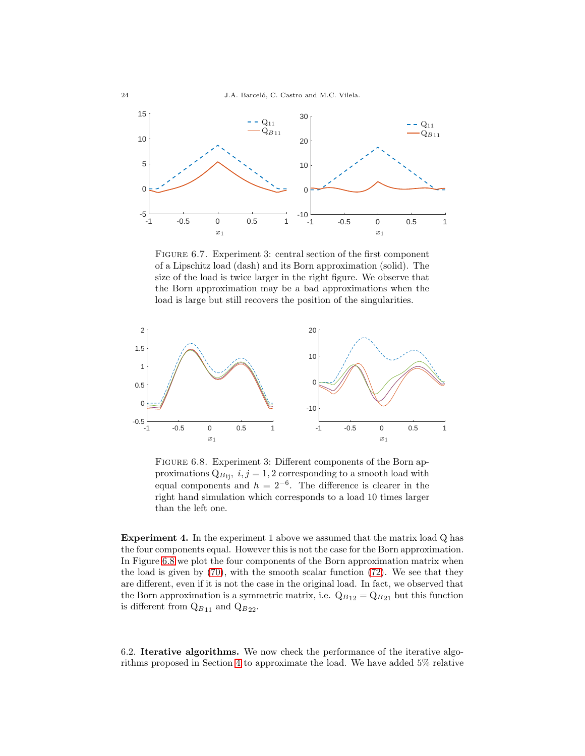FIGURE 6.7. Experiment 3: central section of the first component of a Lipschitz load (dash) and its Born approximation (solid). The size of the load is twice larger in the right figure. We observe that the Born approximation may be a bad approximations when the load is large but still recovers the position of the singularities.

FIGURE 6.8. Experiment 3: Different components of the Born approximations $Q_{B\text{ij}}$, $i, j = 1, 2$ corresponding to a smooth load with equal components and $h = 2^{-6}$. The difference is clearer in the right hand simulation which corresponds to a load 10 times larger than the left one.

**Experiment 4.** In the experiment 1 above we assumed that the matrix load Q has the four components equal. However this is not the case for the Born approximation. In Figure 6.8 we plot the four components of the Born approximation matrix when the load is given by (70), with the smooth scalar function (72). We see that they are different, even if it is not the case in the original load. In fact, we observed that the Born approximation is a symmetric matrix, i.e. $Q_{B12} = Q_{B21}$ but this function is different from $Q_{B11}$ and $Q_{B22}$.

6.2. **Iterative algorithms.** We now check the performance of the iterative algorithms proposed in Section 4 to approximate the load. We have added 5% relative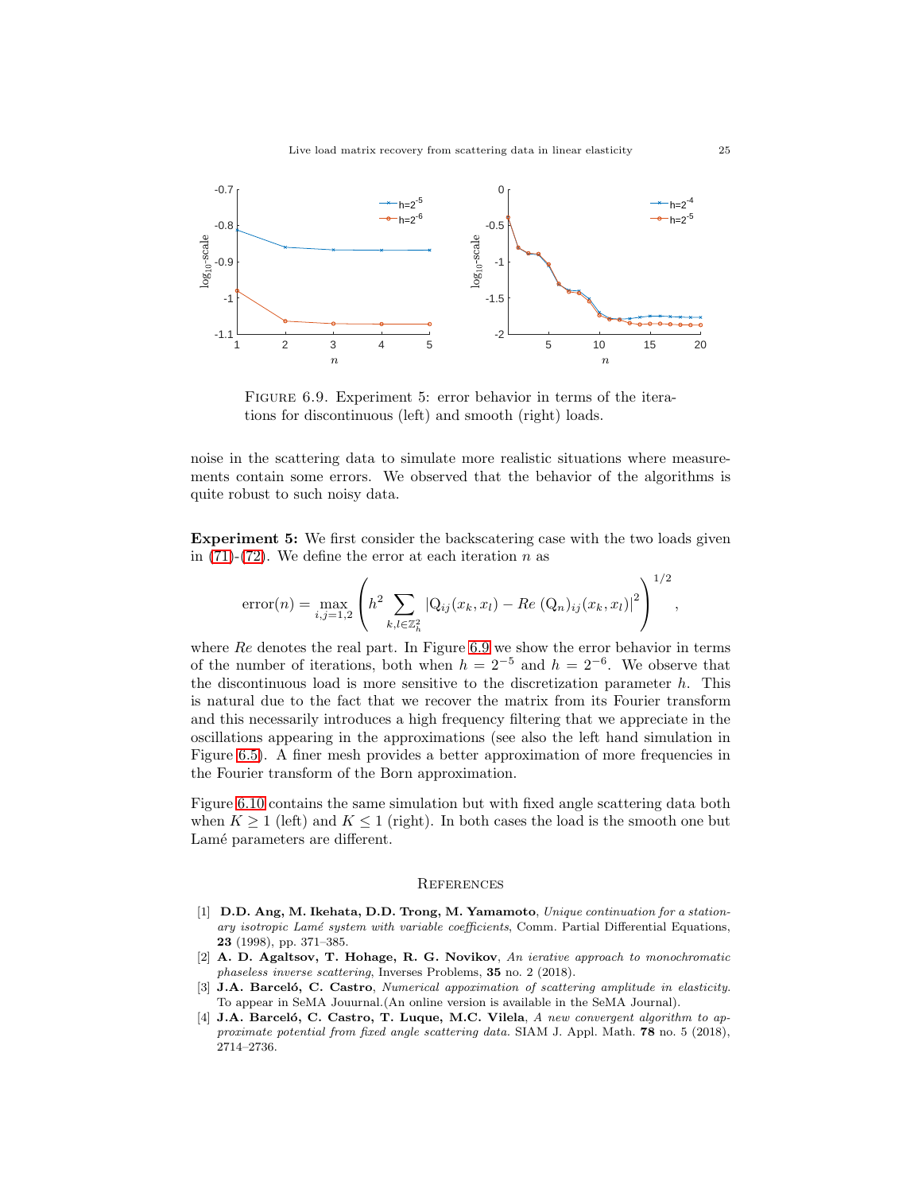FIGURE 6.9. Experiment 5: error behavior in terms of the iterations for discontinuous (left) and smooth (right) loads.

noise in the scattering data to simulate more realistic situations where measurements contain some errors. We observed that the behavior of the algorithms is quite robust to such noisy data.

**Experiment 5:** We first consider the backscatering case with the two loads given in (71)-(72). We define the error at each iteration $n$ as

$$\text{error}(n) = \max_{i,j=1,2} \left( h^2 \sum_{k,l \in \mathbb{Z}_h^2} |\mathrm{Q}_{ij}(x_k, x_l) - Re\, (\mathrm{Q}_n)_{ij}(x_k, x_l)|^2 \right)^{1/2},$$

where $Re$ denotes the real part. In Figure 6.9 we show the error behavior in terms of the number of iterations, both when $h = 2^{-5}$ and $h = 2^{-6}$. We observe that the discontinuous load is more sensitive to the discretization parameter $h$. This is natural due to the fact that we recover the matrix from its Fourier transform and this necessarily introduces a high frequency filtering that we appreciate in the oscillations appearing in the approximations (see also the left hand simulation in Figure 6.5). A finer mesh provides a better approximation of more frequencies in the Fourier transform of the Born approximation.

Figure 6.10 contains the same simulation but with fixed angle scattering data both when $K \geq 1$ (left) and $K \leq 1$ (right). In both cases the load is the smooth one but Lamé parameters are different.

## References

[1] **D.D. Ang, M. Ikehata, D.D. Trong, M. Yamamoto**, *Unique continuation for a stationary isotropic Lamé system with variable coefficients*, Comm. Partial Differential Equations, **23** (1998), pp. 371–385.

[2] **A. D. Agaltsov, T. Hohage, R. G. Novikov**, *An ierative approach to monochromatic phaseless inverse scattering*, Inverses Problems, **35** no. 2 (2018).

[3] **J.A. Barceló, C. Castro**, *Numerical appoximation of scattering amplitude in elasticity.* To appear in SeMA Jouurnal.(An online version is available in the SeMA Journal).

[4] **J.A. Barceló, C. Castro, T. Luque, M.C. Vilela**, *A new convergent algorithm to approximate potential from fixed angle scattering data.* SIAM J. Appl. Math. **78** no. 5 (2018), 2714–2736.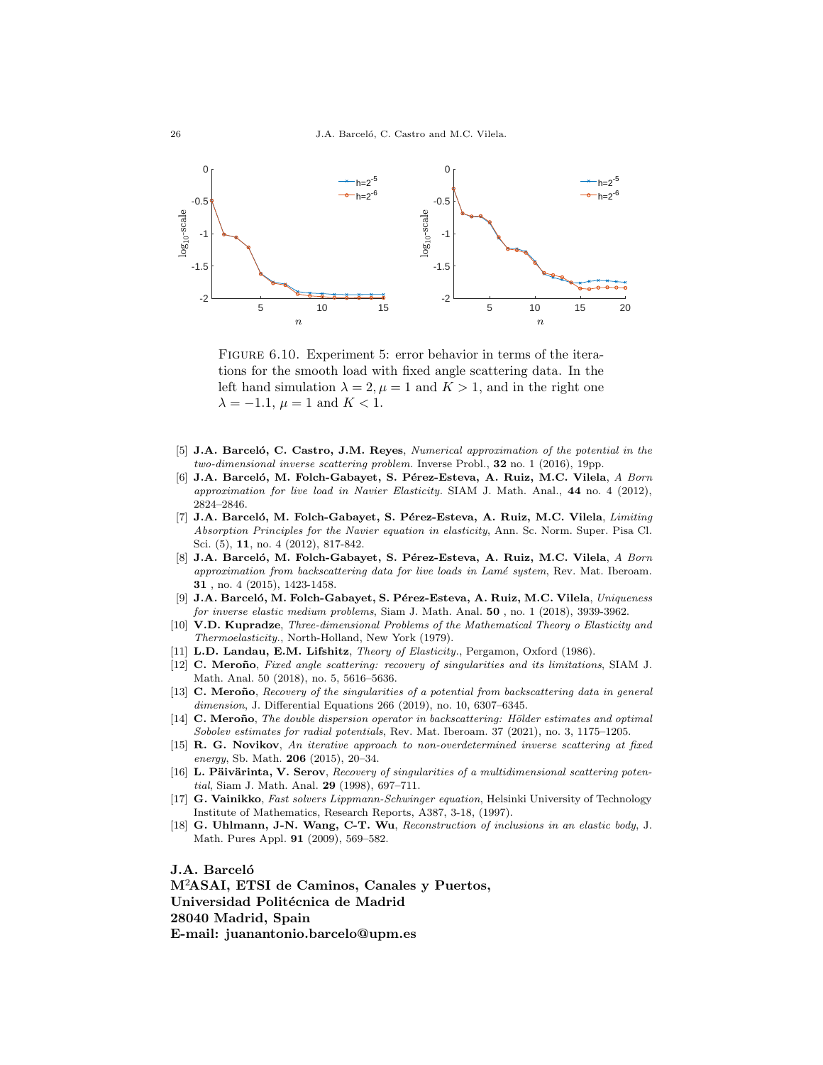Figure 6.10. Experiment 5: error behavior in terms of the iterations for the smooth load with fixed angle scattering data. In the left hand simulation $\lambda = 2, \mu = 1$ and $K > 1$, and in the right one $\lambda = -1.1$, $\mu = 1$ and $K < 1$.

[5] **J.A. Barceló, C. Castro, J.M. Reyes**, *Numerical approximation of the potential in the two-dimensional inverse scattering problem.* Inverse Probl., **32** no. 1 (2016), 19pp.

[6] **J.A. Barceló, M. Folch-Gabayet, S. Pérez-Esteva, A. Ruiz, M.C. Vilela**, *A Born approximation for live load in Navier Elasticity.* SIAM J. Math. Anal., **44** no. 4 (2012), 2824–2846.

[7] **J.A. Barceló, M. Folch-Gabayet, S. Pérez-Esteva, A. Ruiz, M.C. Vilela**, *Limiting Absorption Principles for the Navier equation in elasticity*, Ann. Sc. Norm. Super. Pisa Cl. Sci. (5), **11**, no. 4 (2012), 817-842.

[8] **J.A. Barceló, M. Folch-Gabayet, S. Pérez-Esteva, A. Ruiz, M.C. Vilela**, *A Born approximation from backscattering data for live loads in Lamé system*, Rev. Mat. Iberoam. **31** , no. 4 (2015), 1423-1458.

[9] **J.A. Barceló, M. Folch-Gabayet, S. Pérez-Esteva, A. Ruiz, M.C. Vilela**, *Uniqueness for inverse elastic medium problems*, Siam J. Math. Anal. **50** , no. 1 (2018), 3939-3962.

[10] **V.D. Kupradze**, *Three-dimensional Problems of the Mathematical Theory o Elasticity and Thermoelasticity.*, North-Holland, New York (1979).

[11] **L.D. Landau, E.M. Lifshitz**, *Theory of Elasticity.*, Pergamon, Oxford (1986).

[12] **C. Meroño**, *Fixed angle scattering: recovery of singularities and its limitations*, SIAM J. Math. Anal. 50 (2018), no. 5, 5616–5636.

[13] **C. Meroño**, *Recovery of the singularities of a potential from backscattering data in general dimension*, J. Differential Equations 266 (2019), no. 10, 6307–6345.

[14] **C. Meroño**, *The double dispersion operator in backscattering: Hölder estimates and optimal Sobolev estimates for radial potentials*, Rev. Mat. Iberoam. 37 (2021), no. 3, 1175–1205.

[15] **R. G. Novikov**, *An iterative approach to non-overdetermined inverse scattering at fixed energy*, Sb. Math. **206** (2015), 20–34.

[16] **L. Päivärinta, V. Serov**, *Recovery of singularities of a multidimensional scattering potential*, Siam J. Math. Anal. **29** (1998), 697–711.

[17] **G. Vainikko**, *Fast solvers Lippmann-Schwinger equation*, Helsinki University of Technology Institute of Mathematics, Research Reports, A387, 3-18, (1997).

[18] **G. Uhlmann, J-N. Wang, C-T. Wu**, *Reconstruction of inclusions in an elastic body*, J. Math. Pures Appl. **91** (2009), 569–582.

**J.A. Barceló**
**M[2]ASAI, ETSI de Caminos, Canales y Puertos,**
**Universidad Politécnica de Madrid**
**28040 Madrid, Spain**
**E-mail: juanantonio.barcelo@upm.es**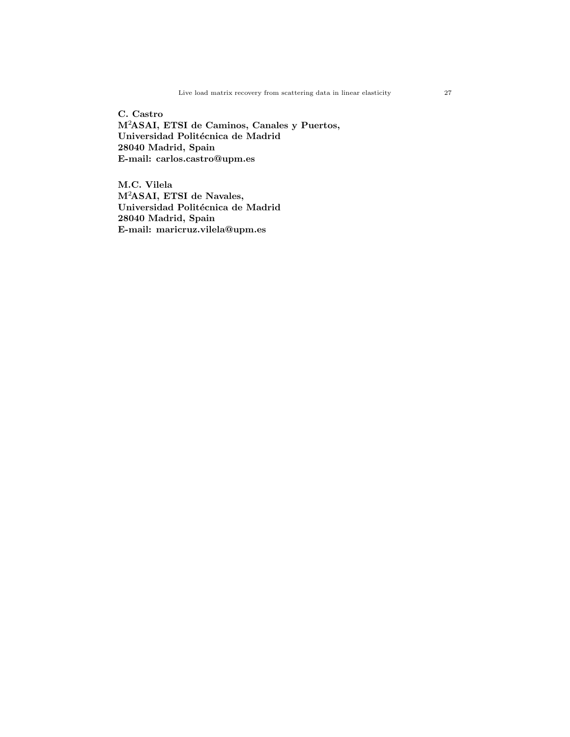**C. Castro**
**M$^2$ASAI, ETSI de Caminos, Canales y Puertos,**
**Universidad Politécnica de Madrid**
**28040 Madrid, Spain**
**E-mail: carlos.castro@upm.es**

**M.C. Vilela**
**M$^2$ASAI, ETSI de Navales,**
**Universidad Politécnica de Madrid**
**28040 Madrid, Spain**
**E-mail: maricruz.vilela@upm.es**